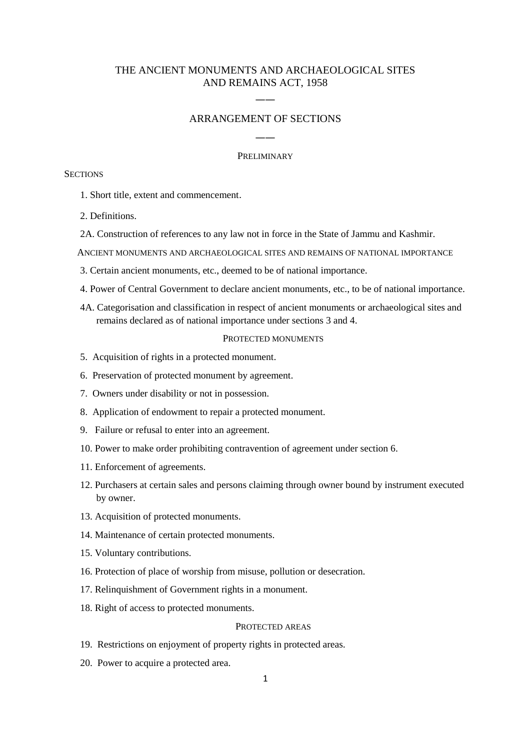# THE ANCIENT MONUMENTS AND ARCHAEOLOGICAL SITES AND REMAINS ACT, 1958

——

## ARRANGEMENT OF SECTIONS

——

### PRELIMINARY

SECTIONS

1. Short title, extent and commencement.
2. Definitions.

2A. Construction of references to any law not in force in the State of Jammu and Kashmir.

### ANCIENT MONUMENTS AND ARCHAEOLOGICAL SITES AND REMAINS OF NATIONAL IMPORTANCE

3. Certain ancient monuments, etc., deemed to be of national importance.
4. Power of Central Government to declare ancient monuments, etc., to be of national importance.

4A. Categorisation and classification in respect of ancient monuments or archaeological sites and remains declared as of national importance under sections 3 and 4.

### PROTECTED MONUMENTS

5. Acquisition of rights in a protected monument.
6. Preservation of protected monument by agreement.
7. Owners under disability or not in possession.
8. Application of endowment to repair a protected monument.
9. Failure or refusal to enter into an agreement.
10. Power to make order prohibiting contravention of agreement under section 6.
11. Enforcement of agreements.
12. Purchasers at certain sales and persons claiming through owner bound by instrument executed by owner.
13. Acquisition of protected monuments.
14. Maintenance of certain protected monuments.
15. Voluntary contributions.
16. Protection of place of worship from misuse, pollution or desecration.
17. Relinquishment of Government rights in a monument.
18. Right of access to protected monuments.

### PROTECTED AREAS

19. Restrictions on enjoyment of property rights in protected areas.
20. Power to acquire a protected area.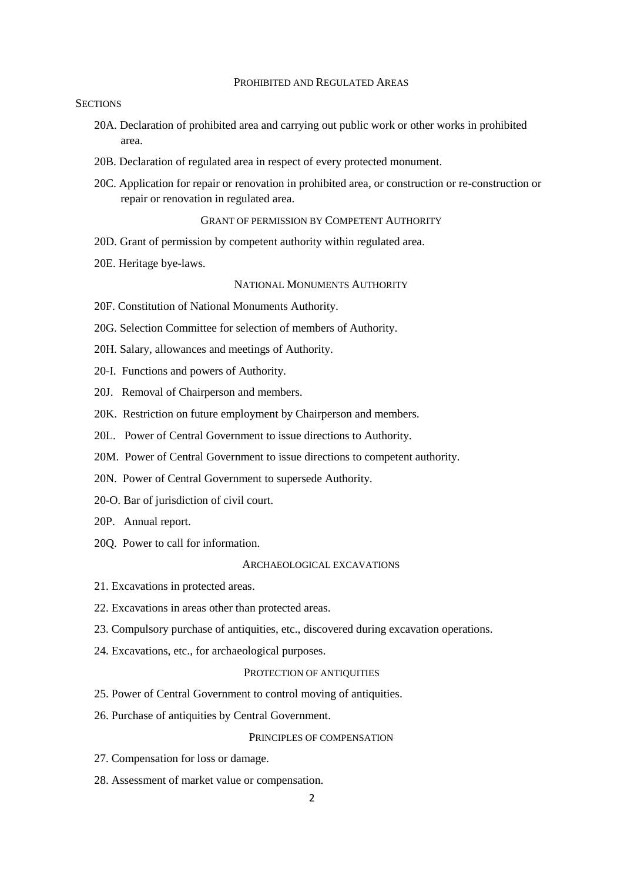PROHIBITED AND REGULATED AREAS

SECTIONS

20A. Declaration of prohibited area and carrying out public work or other works in prohibited area.

20B. Declaration of regulated area in respect of every protected monument.

20C. Application for repair or renovation in prohibited area, or construction or re-construction or repair or renovation in regulated area.

GRANT OF PERMISSION BY COMPETENT AUTHORITY

20D. Grant of permission by competent authority within regulated area.

20E. Heritage bye-laws.

NATIONAL MONUMENTS AUTHORITY

20F. Constitution of National Monuments Authority.

20G. Selection Committee for selection of members of Authority.

20H. Salary, allowances and meetings of Authority.

20-I. Functions and powers of Authority.

20J. Removal of Chairperson and members.

20K. Restriction on future employment by Chairperson and members.

20L. Power of Central Government to issue directions to Authority.

20M. Power of Central Government to issue directions to competent authority.

20N. Power of Central Government to supersede Authority.

20-O. Bar of jurisdiction of civil court.

20P. Annual report.

20Q. Power to call for information.

ARCHAEOLOGICAL EXCAVATIONS

21. Excavations in protected areas.

22. Excavations in areas other than protected areas.

23. Compulsory purchase of antiquities, etc., discovered during excavation operations.

24. Excavations, etc., for archaeological purposes.

PROTECTION OF ANTIQUITIES

25. Power of Central Government to control moving of antiquities.

26. Purchase of antiquities by Central Government.

PRINCIPLES OF COMPENSATION

27. Compensation for loss or damage.

28. Assessment of market value or compensation.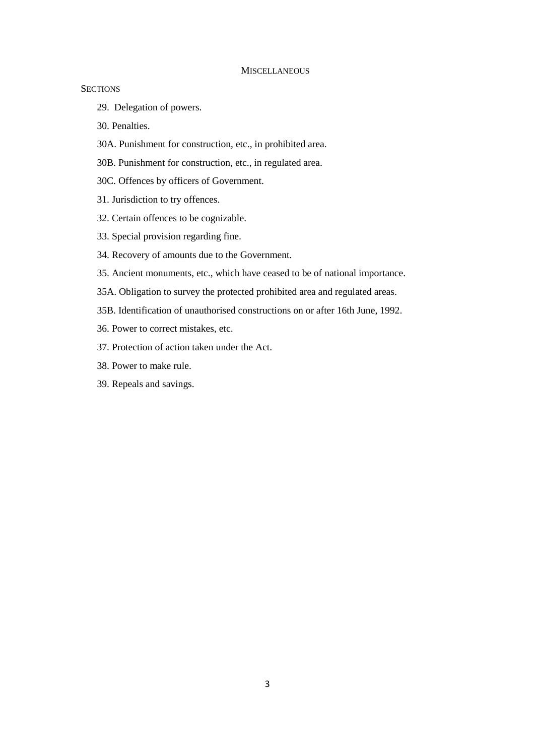MISCELLANEOUS

SECTIONS

29. Delegation of powers.

30. Penalties.

30A. Punishment for construction, etc., in prohibited area.

30B. Punishment for construction, etc., in regulated area.

30C. Offences by officers of Government.

31. Jurisdiction to try offences.

32. Certain offences to be cognizable.

33. Special provision regarding fine.

34. Recovery of amounts due to the Government.

35. Ancient monuments, etc., which have ceased to be of national importance.

35A. Obligation to survey the protected prohibited area and regulated areas.

35B. Identification of unauthorised constructions on or after 16th June, 1992.

36. Power to correct mistakes, etc.

37. Protection of action taken under the Act.

38. Power to make rule.

39. Repeals and savings.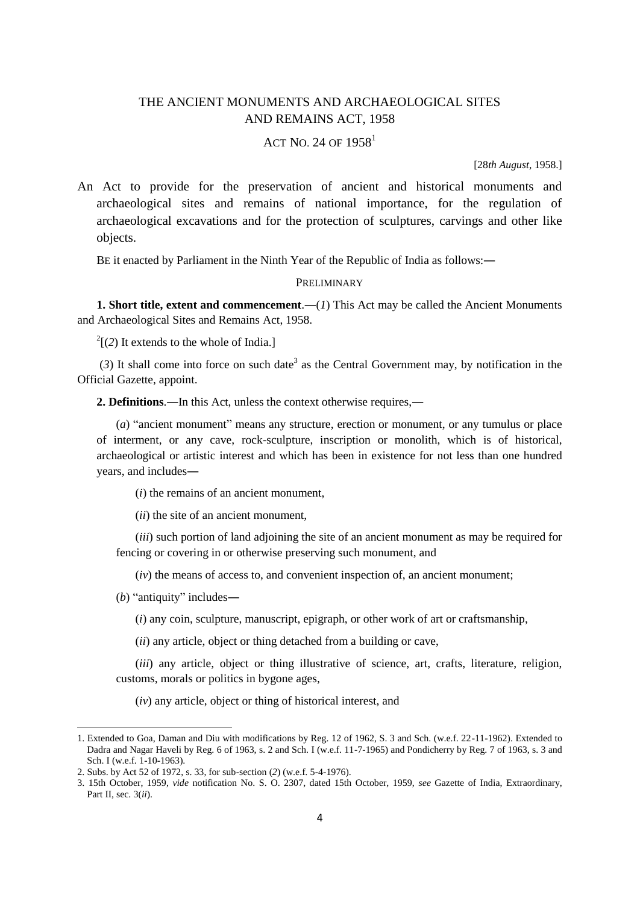# THE ANCIENT MONUMENTS AND ARCHAEOLOGICAL SITES AND REMAINS ACT, 1958

## ACT NO. 24 OF 1958[1]

[28*th August*, 1958.]

An Act to provide for the preservation of ancient and historical monuments and archaeological sites and remains of national importance, for the regulation of archaeological excavations and for the protection of sculptures, carvings and other like objects.

BE it enacted by Parliament in the Ninth Year of the Republic of India as follows:―

### PRELIMINARY

**1. Short title, extent and commencement**.―(*1*) This Act may be called the Ancient Monuments and Archaeological Sites and Remains Act, 1958.

[2][(*2*) It extends to the whole of India.]

(*3*) It shall come into force on such date[3] as the Central Government may, by notification in the Official Gazette, appoint.

**2. Definitions**.―In this Act, unless the context otherwise requires,―

(*a*) "ancient monument" means any structure, erection or monument, or any tumulus or place of interment, or any cave, rock-sculpture, inscription or monolith, which is of historical, archaeological or artistic interest and which has been in existence for not less than one hundred years, and includes―

(*i*) the remains of an ancient monument,

(*ii*) the site of an ancient monument,

(*iii*) such portion of land adjoining the site of an ancient monument as may be required for fencing or covering in or otherwise preserving such monument, and

(*iv*) the means of access to, and convenient inspection of, an ancient monument;

(*b*) "antiquity" includes―

(*i*) any coin, sculpture, manuscript, epigraph, or other work of art or craftsmanship,

(*ii*) any article, object or thing detached from a building or cave,

(*iii*) any article, object or thing illustrative of science, art, crafts, literature, religion, customs, morals or politics in bygone ages,

(*iv*) any article, object or thing of historical interest, and

---

1. Extended to Goa, Daman and Diu with modifications by Reg. 12 of 1962, S. 3 and Sch. (w.e.f. 22-11-1962). Extended to Dadra and Nagar Haveli by Reg. 6 of 1963, s. 2 and Sch. I (w.e.f. 11-7-1965) and Pondicherry by Reg. 7 of 1963, s. 3 and Sch. I (w.e.f. 1-10-1963).

2. Subs. by Act 52 of 1972, s. 33, for sub-section (*2*) (w.e.f. 5-4-1976).

3. 15th October, 1959, *vide* notification No. S. O. 2307, dated 15th October, 1959, *see* Gazette of India, Extraordinary, Part II, sec. 3(*ii*).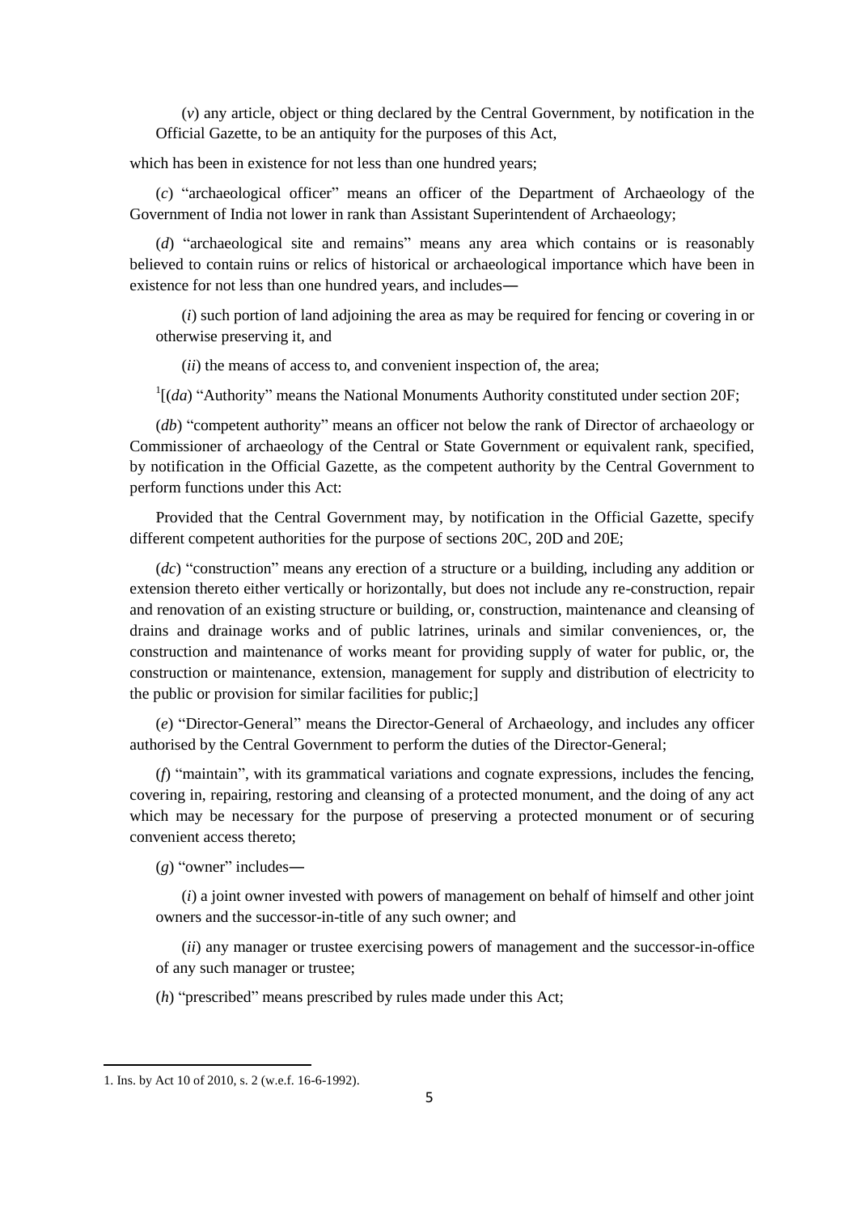(*v*) any article, object or thing declared by the Central Government, by notification in the Official Gazette, to be an antiquity for the purposes of this Act,

which has been in existence for not less than one hundred years;

(*c*) "archaeological officer" means an officer of the Department of Archaeology of the Government of India not lower in rank than Assistant Superintendent of Archaeology;

(*d*) "archaeological site and remains" means any area which contains or is reasonably believed to contain ruins or relics of historical or archaeological importance which have been in existence for not less than one hundred years, and includes―

(*i*) such portion of land adjoining the area as may be required for fencing or covering in or otherwise preserving it, and

(*ii*) the means of access to, and convenient inspection of, the area;

[1][(*da*) "Authority" means the National Monuments Authority constituted under section 20F;

(*db*) "competent authority" means an officer not below the rank of Director of archaeology or Commissioner of archaeology of the Central or State Government or equivalent rank, specified, by notification in the Official Gazette, as the competent authority by the Central Government to perform functions under this Act:

Provided that the Central Government may, by notification in the Official Gazette, specify different competent authorities for the purpose of sections 20C, 20D and 20E;

(*dc*) "construction" means any erection of a structure or a building, including any addition or extension thereto either vertically or horizontally, but does not include any re-construction, repair and renovation of an existing structure or building, or, construction, maintenance and cleansing of drains and drainage works and of public latrines, urinals and similar conveniences, or, the construction and maintenance of works meant for providing supply of water for public, or, the construction or maintenance, extension, management for supply and distribution of electricity to the public or provision for similar facilities for public;]

(*e*) "Director-General" means the Director-General of Archaeology, and includes any officer authorised by the Central Government to perform the duties of the Director-General;

(*f*) "maintain", with its grammatical variations and cognate expressions, includes the fencing, covering in, repairing, restoring and cleansing of a protected monument, and the doing of any act which may be necessary for the purpose of preserving a protected monument or of securing convenient access thereto;

(*g*) "owner" includes―

(*i*) a joint owner invested with powers of management on behalf of himself and other joint owners and the successor-in-title of any such owner; and

(*ii*) any manager or trustee exercising powers of management and the successor-in-office of any such manager or trustee;

(*h*) "prescribed" means prescribed by rules made under this Act;

---

1. Ins. by Act 10 of 2010, s. 2 (w.e.f. 16-6-1992).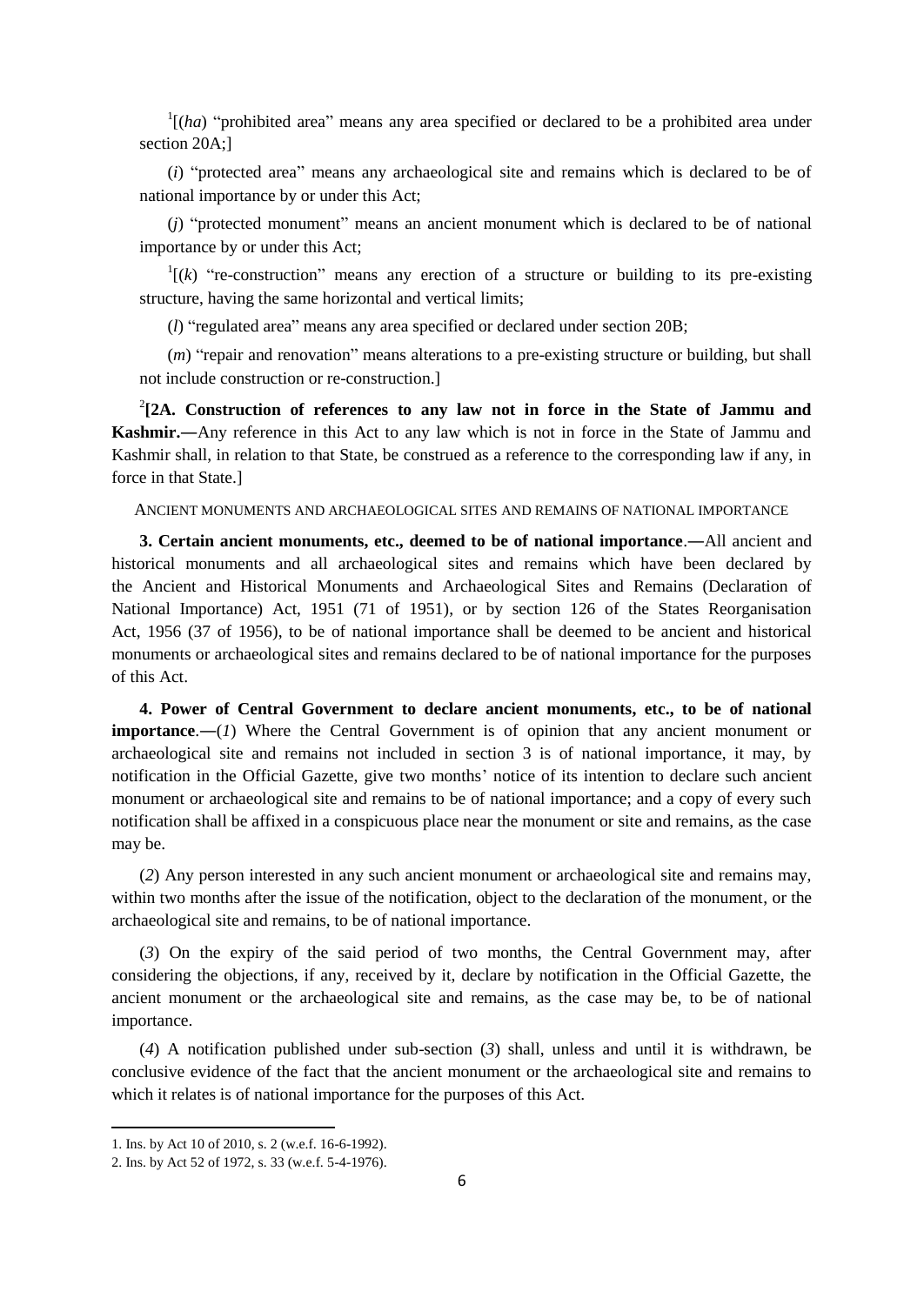[1][(*ha*) "prohibited area" means any area specified or declared to be a prohibited area under section 20A;]

(*i*) "protected area" means any archaeological site and remains which is declared to be of national importance by or under this Act;

(*j*) "protected monument" means an ancient monument which is declared to be of national importance by or under this Act;

[1][(*k*) "re-construction" means any erection of a structure or building to its pre-existing structure, having the same horizontal and vertical limits;

(*l*) "regulated area" means any area specified or declared under section 20B;

(*m*) "repair and renovation" means alterations to a pre-existing structure or building, but shall not include construction or re-construction.]

[2]**[2A. Construction of references to any law not in force in the State of Jammu and Kashmir.―**Any reference in this Act to any law which is not in force in the State of Jammu and Kashmir shall, in relation to that State, be construed as a reference to the corresponding law if any, in force in that State.]

ANCIENT MONUMENTS AND ARCHAEOLOGICAL SITES AND REMAINS OF NATIONAL IMPORTANCE

**3. Certain ancient monuments, etc., deemed to be of national importance**.―All ancient and historical monuments and all archaeological sites and remains which have been declared by the Ancient and Historical Monuments and Archaeological Sites and Remains (Declaration of National Importance) Act, 1951 (71 of 1951), or by section 126 of the States Reorganisation Act, 1956 (37 of 1956), to be of national importance shall be deemed to be ancient and historical monuments or archaeological sites and remains declared to be of national importance for the purposes of this Act.

**4. Power of Central Government to declare ancient monuments, etc., to be of national importance**.―(*1*) Where the Central Government is of opinion that any ancient monument or archaeological site and remains not included in section 3 is of national importance, it may, by notification in the Official Gazette, give two months' notice of its intention to declare such ancient monument or archaeological site and remains to be of national importance; and a copy of every such notification shall be affixed in a conspicuous place near the monument or site and remains, as the case may be.

(*2*) Any person interested in any such ancient monument or archaeological site and remains may, within two months after the issue of the notification, object to the declaration of the monument, or the archaeological site and remains, to be of national importance.

(*3*) On the expiry of the said period of two months, the Central Government may, after considering the objections, if any, received by it, declare by notification in the Official Gazette, the ancient monument or the archaeological site and remains, as the case may be, to be of national importance.

(*4*) A notification published under sub-section (*3*) shall, unless and until it is withdrawn, be conclusive evidence of the fact that the ancient monument or the archaeological site and remains to which it relates is of national importance for the purposes of this Act.

---

1. Ins. by Act 10 of 2010, s. 2 (w.e.f. 16-6-1992).
2. Ins. by Act 52 of 1972, s. 33 (w.e.f. 5-4-1976).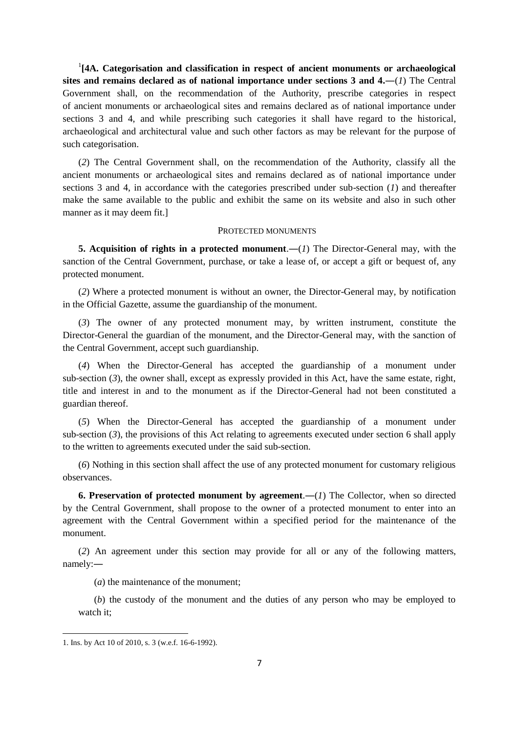[1][**4A. Categorisation and classification in respect of ancient monuments or archaeological sites and remains declared as of national importance under sections 3 and 4.**—(*1*) The Central Government shall, on the recommendation of the Authority, prescribe categories in respect of ancient monuments or archaeological sites and remains declared as of national importance under sections 3 and 4, and while prescribing such categories it shall have regard to the historical, archaeological and architectural value and such other factors as may be relevant for the purpose of such categorisation.

(*2*) The Central Government shall, on the recommendation of the Authority, classify all the ancient monuments or archaeological sites and remains declared as of national importance under sections 3 and 4, in accordance with the categories prescribed under sub-section (*1*) and thereafter make the same available to the public and exhibit the same on its website and also in such other manner as it may deem fit.]

PROTECTED MONUMENTS

**5. Acquisition of rights in a protected monument**.—(*1*) The Director-General may, with the sanction of the Central Government, purchase, or take a lease of, or accept a gift or bequest of, any protected monument.

(*2*) Where a protected monument is without an owner, the Director-General may, by notification in the Official Gazette, assume the guardianship of the monument.

(*3*) The owner of any protected monument may, by written instrument, constitute the Director-General the guardian of the monument, and the Director-General may, with the sanction of the Central Government, accept such guardianship.

(*4*) When the Director-General has accepted the guardianship of a monument under sub-section (*3*), the owner shall, except as expressly provided in this Act, have the same estate, right, title and interest in and to the monument as if the Director-General had not been constituted a guardian thereof.

(*5*) When the Director-General has accepted the guardianship of a monument under sub-section (*3*), the provisions of this Act relating to agreements executed under section 6 shall apply to the written to agreements executed under the said sub-section.

(*6*) Nothing in this section shall affect the use of any protected monument for customary religious observances.

**6. Preservation of protected monument by agreement**.—(*1*) The Collector, when so directed by the Central Government, shall propose to the owner of a protected monument to enter into an agreement with the Central Government within a specified period for the maintenance of the monument.

(*2*) An agreement under this section may provide for all or any of the following matters, namely:—

(*a*) the maintenance of the monument;

(*b*) the custody of the monument and the duties of any person who may be employed to watch it;

---

1. Ins. by Act 10 of 2010, s. 3 (w.e.f. 16-6-1992).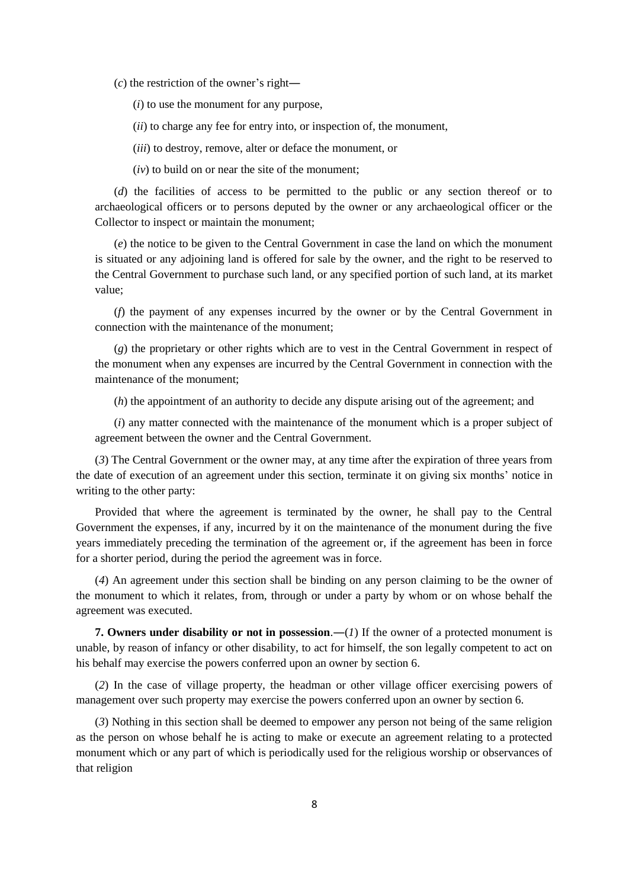(*c*) the restriction of the owner's right―

(*i*) to use the monument for any purpose,

(*ii*) to charge any fee for entry into, or inspection of, the monument,

(*iii*) to destroy, remove, alter or deface the monument, or

(*iv*) to build on or near the site of the monument;

(*d*) the facilities of access to be permitted to the public or any section thereof or to archaeological officers or to persons deputed by the owner or any archaeological officer or the Collector to inspect or maintain the monument;

(*e*) the notice to be given to the Central Government in case the land on which the monument is situated or any adjoining land is offered for sale by the owner, and the right to be reserved to the Central Government to purchase such land, or any specified portion of such land, at its market value;

(*f*) the payment of any expenses incurred by the owner or by the Central Government in connection with the maintenance of the monument;

(*g*) the proprietary or other rights which are to vest in the Central Government in respect of the monument when any expenses are incurred by the Central Government in connection with the maintenance of the monument;

(*h*) the appointment of an authority to decide any dispute arising out of the agreement; and

(*i*) any matter connected with the maintenance of the monument which is a proper subject of agreement between the owner and the Central Government.

(*3*) The Central Government or the owner may, at any time after the expiration of three years from the date of execution of an agreement under this section, terminate it on giving six months' notice in writing to the other party:

Provided that where the agreement is terminated by the owner, he shall pay to the Central Government the expenses, if any, incurred by it on the maintenance of the monument during the five years immediately preceding the termination of the agreement or, if the agreement has been in force for a shorter period, during the period the agreement was in force.

(*4*) An agreement under this section shall be binding on any person claiming to be the owner of the monument to which it relates, from, through or under a party by whom or on whose behalf the agreement was executed.

**7. Owners under disability or not in possession**.―(*1*) If the owner of a protected monument is unable, by reason of infancy or other disability, to act for himself, the son legally competent to act on his behalf may exercise the powers conferred upon an owner by section 6.

(*2*) In the case of village property, the headman or other village officer exercising powers of management over such property may exercise the powers conferred upon an owner by section 6.

(*3*) Nothing in this section shall be deemed to empower any person not being of the same religion as the person on whose behalf he is acting to make or execute an agreement relating to a protected monument which or any part of which is periodically used for the religious worship or observances of that religion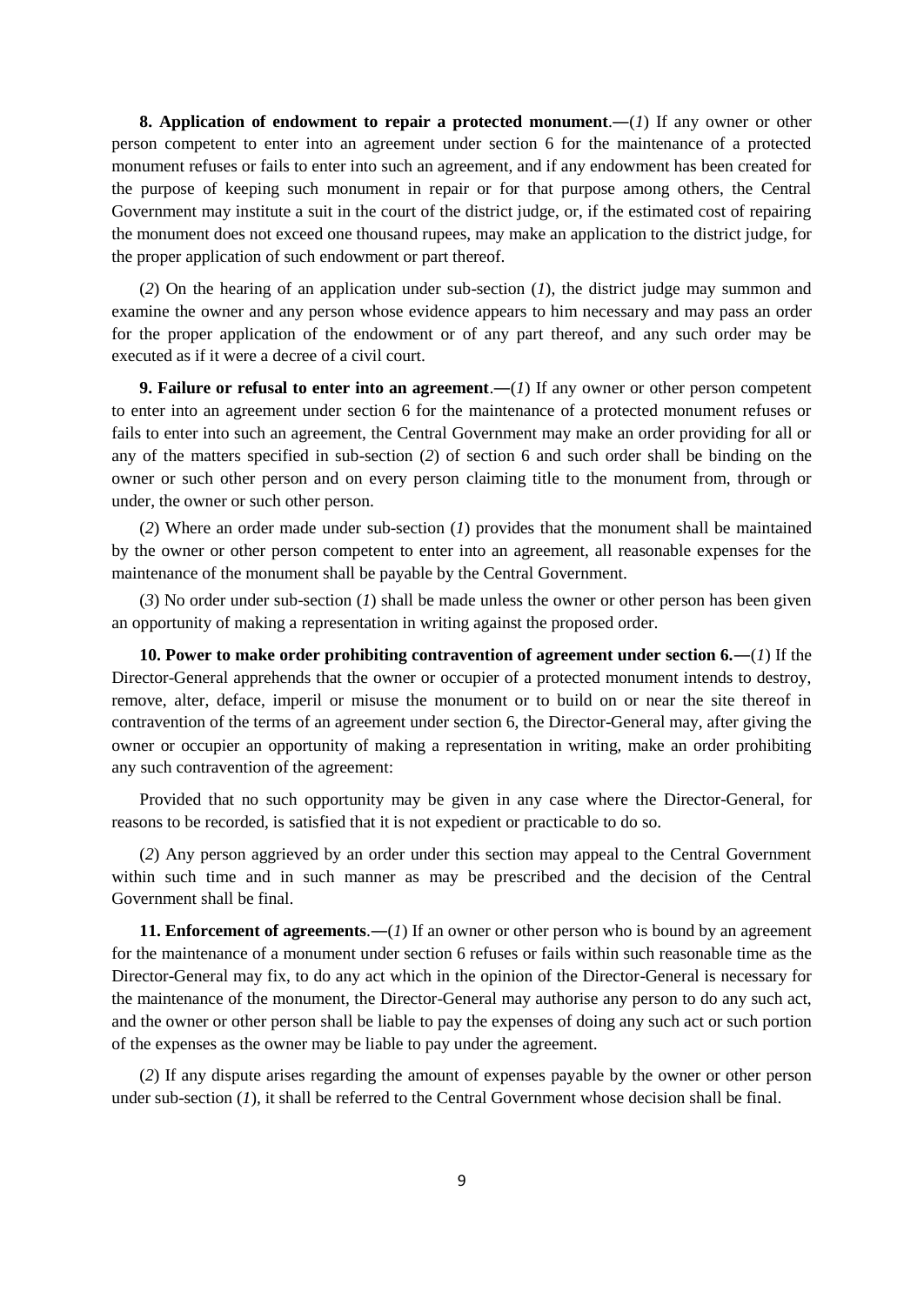**8. Application of endowment to repair a protected monument**.―(*1*) If any owner or other person competent to enter into an agreement under section 6 for the maintenance of a protected monument refuses or fails to enter into such an agreement, and if any endowment has been created for the purpose of keeping such monument in repair or for that purpose among others, the Central Government may institute a suit in the court of the district judge, or, if the estimated cost of repairing the monument does not exceed one thousand rupees, may make an application to the district judge, for the proper application of such endowment or part thereof.

(*2*) On the hearing of an application under sub-section (*1*), the district judge may summon and examine the owner and any person whose evidence appears to him necessary and may pass an order for the proper application of the endowment or of any part thereof, and any such order may be executed as if it were a decree of a civil court.

**9. Failure or refusal to enter into an agreement**.―(*1*) If any owner or other person competent to enter into an agreement under section 6 for the maintenance of a protected monument refuses or fails to enter into such an agreement, the Central Government may make an order providing for all or any of the matters specified in sub-section (*2*) of section 6 and such order shall be binding on the owner or such other person and on every person claiming title to the monument from, through or under, the owner or such other person.

(*2*) Where an order made under sub-section (*1*) provides that the monument shall be maintained by the owner or other person competent to enter into an agreement, all reasonable expenses for the maintenance of the monument shall be payable by the Central Government.

(*3*) No order under sub-section (*1*) shall be made unless the owner or other person has been given an opportunity of making a representation in writing against the proposed order.

**10. Power to make order prohibiting contravention of agreement under section 6.**―(*1*) If the Director-General apprehends that the owner or occupier of a protected monument intends to destroy, remove, alter, deface, imperil or misuse the monument or to build on or near the site thereof in contravention of the terms of an agreement under section 6, the Director-General may, after giving the owner or occupier an opportunity of making a representation in writing, make an order prohibiting any such contravention of the agreement:

Provided that no such opportunity may be given in any case where the Director-General, for reasons to be recorded, is satisfied that it is not expedient or practicable to do so.

(*2*) Any person aggrieved by an order under this section may appeal to the Central Government within such time and in such manner as may be prescribed and the decision of the Central Government shall be final.

**11. Enforcement of agreements**.―(*1*) If an owner or other person who is bound by an agreement for the maintenance of a monument under section 6 refuses or fails within such reasonable time as the Director-General may fix, to do any act which in the opinion of the Director-General is necessary for the maintenance of the monument, the Director-General may authorise any person to do any such act, and the owner or other person shall be liable to pay the expenses of doing any such act or such portion of the expenses as the owner may be liable to pay under the agreement.

(*2*) If any dispute arises regarding the amount of expenses payable by the owner or other person under sub-section (*1*), it shall be referred to the Central Government whose decision shall be final.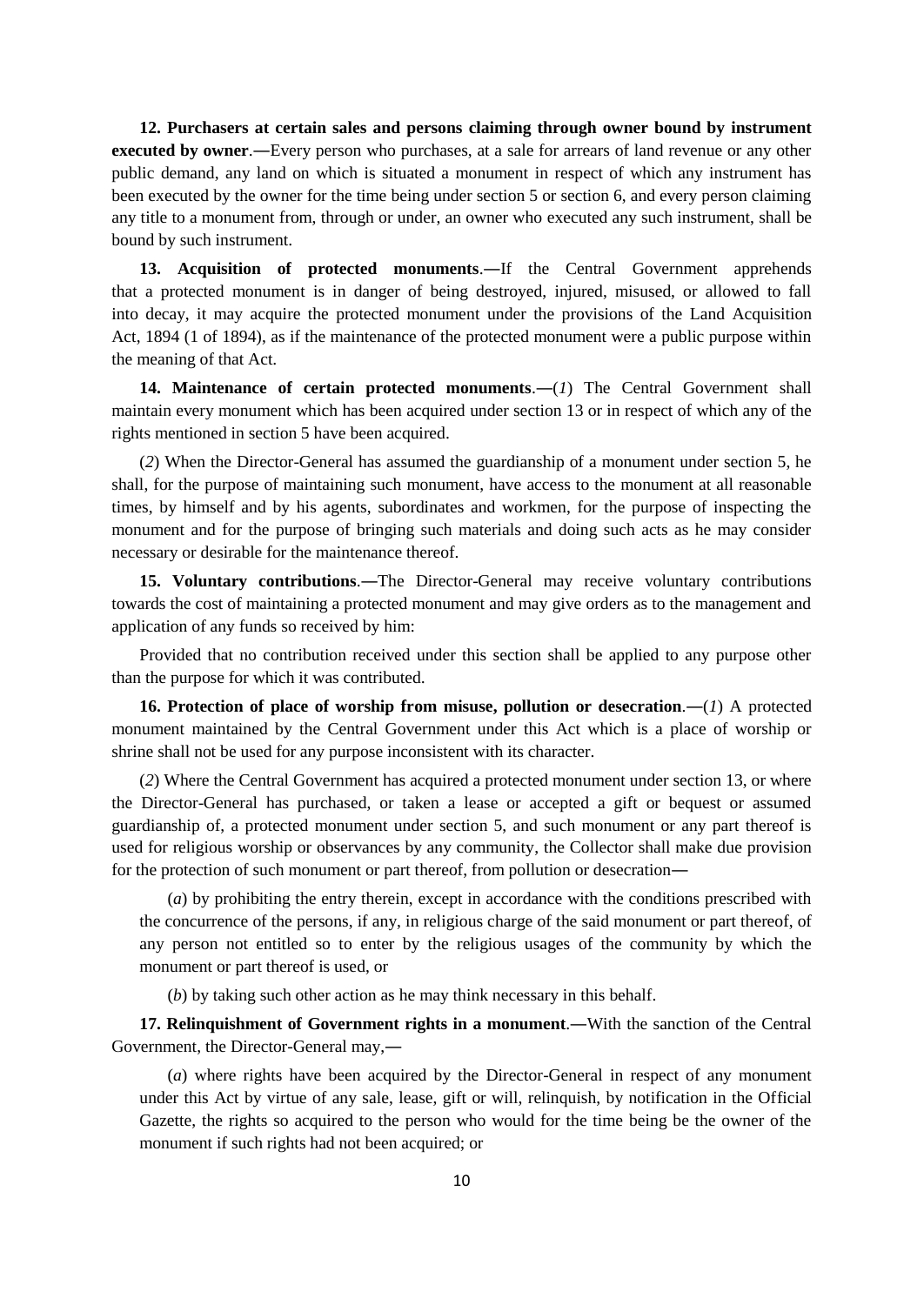**12. Purchasers at certain sales and persons claiming through owner bound by instrument executed by owner**.―Every person who purchases, at a sale for arrears of land revenue or any other public demand, any land on which is situated a monument in respect of which any instrument has been executed by the owner for the time being under section 5 or section 6, and every person claiming any title to a monument from, through or under, an owner who executed any such instrument, shall be bound by such instrument.

**13. Acquisition of protected monuments**.―If the Central Government apprehends that a protected monument is in danger of being destroyed, injured, misused, or allowed to fall into decay, it may acquire the protected monument under the provisions of the Land Acquisition Act, 1894 (1 of 1894), as if the maintenance of the protected monument were a public purpose within the meaning of that Act.

**14. Maintenance of certain protected monuments**.―(*1*) The Central Government shall maintain every monument which has been acquired under section 13 or in respect of which any of the rights mentioned in section 5 have been acquired.

(*2*) When the Director-General has assumed the guardianship of a monument under section 5, he shall, for the purpose of maintaining such monument, have access to the monument at all reasonable times, by himself and by his agents, subordinates and workmen, for the purpose of inspecting the monument and for the purpose of bringing such materials and doing such acts as he may consider necessary or desirable for the maintenance thereof.

**15. Voluntary contributions**.―The Director-General may receive voluntary contributions towards the cost of maintaining a protected monument and may give orders as to the management and application of any funds so received by him:

Provided that no contribution received under this section shall be applied to any purpose other than the purpose for which it was contributed.

**16. Protection of place of worship from misuse, pollution or desecration**.―(*1*) A protected monument maintained by the Central Government under this Act which is a place of worship or shrine shall not be used for any purpose inconsistent with its character.

(*2*) Where the Central Government has acquired a protected monument under section 13, or where the Director-General has purchased, or taken a lease or accepted a gift or bequest or assumed guardianship of, a protected monument under section 5, and such monument or any part thereof is used for religious worship or observances by any community, the Collector shall make due provision for the protection of such monument or part thereof, from pollution or desecration―

(*a*) by prohibiting the entry therein, except in accordance with the conditions prescribed with the concurrence of the persons, if any, in religious charge of the said monument or part thereof, of any person not entitled so to enter by the religious usages of the community by which the monument or part thereof is used, or

(*b*) by taking such other action as he may think necessary in this behalf.

**17. Relinquishment of Government rights in a monument**.―With the sanction of the Central Government, the Director-General may,―

(*a*) where rights have been acquired by the Director-General in respect of any monument under this Act by virtue of any sale, lease, gift or will, relinquish, by notification in the Official Gazette, the rights so acquired to the person who would for the time being be the owner of the monument if such rights had not been acquired; or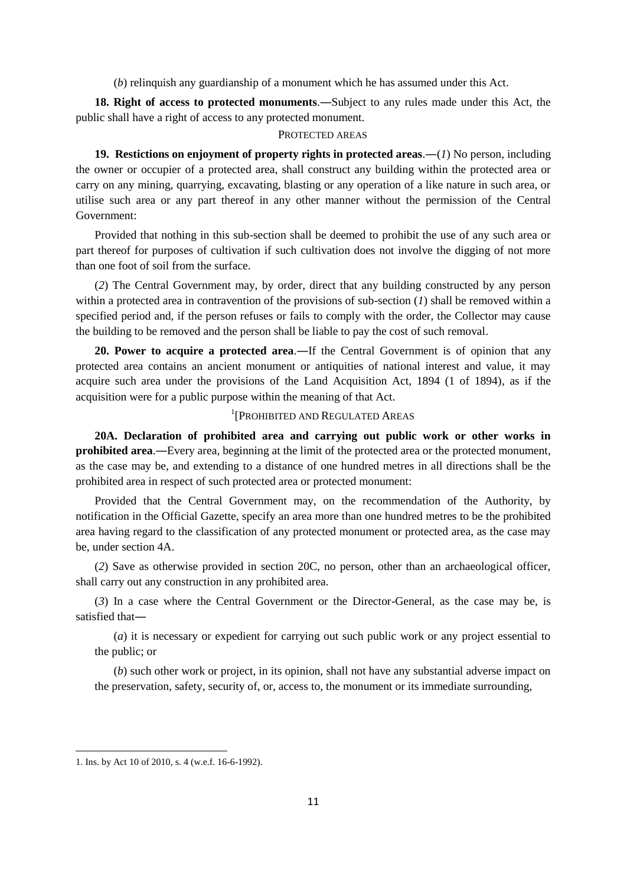(*b*) relinquish any guardianship of a monument which he has assumed under this Act.

**18. Right of access to protected monuments**.―Subject to any rules made under this Act, the public shall have a right of access to any protected monument.

PROTECTED AREAS

**19. Restrictions on enjoyment of property rights in protected areas**.―(*1*) No person, including the owner or occupier of a protected area, shall construct any building within the protected area or carry on any mining, quarrying, excavating, blasting or any operation of a like nature in such area, or utilise such area or any part thereof in any other manner without the permission of the Central Government:

Provided that nothing in this sub-section shall be deemed to prohibit the use of any such area or part thereof for purposes of cultivation if such cultivation does not involve the digging of not more than one foot of soil from the surface.

(*2*) The Central Government may, by order, direct that any building constructed by any person within a protected area in contravention of the provisions of sub-section (*1*) shall be removed within a specified period and, if the person refuses or fails to comply with the order, the Collector may cause the building to be removed and the person shall be liable to pay the cost of such removal.

**20. Power to acquire a protected area**.―If the Central Government is of opinion that any protected area contains an ancient monument or antiquities of national interest and value, it may acquire such area under the provisions of the Land Acquisition Act, 1894 (1 of 1894), as if the acquisition were for a public purpose within the meaning of that Act.

[1][PROHIBITED AND REGULATED AREAS

**20A. Declaration of prohibited area and carrying out public work or other works in prohibited area**.―Every area, beginning at the limit of the protected area or the protected monument, as the case may be, and extending to a distance of one hundred metres in all directions shall be the prohibited area in respect of such protected area or protected monument:

Provided that the Central Government may, on the recommendation of the Authority, by notification in the Official Gazette, specify an area more than one hundred metres to be the prohibited area having regard to the classification of any protected monument or protected area, as the case may be, under section 4A.

(*2*) Save as otherwise provided in section 20C, no person, other than an archaeological officer, shall carry out any construction in any prohibited area.

(*3*) In a case where the Central Government or the Director-General, as the case may be, is satisfied that―

(*a*) it is necessary or expedient for carrying out such public work or any project essential to the public; or

(*b*) such other work or project, in its opinion, shall not have any substantial adverse impact on the preservation, safety, security of, or, access to, the monument or its immediate surrounding,

---

1. Ins. by Act 10 of 2010, s. 4 (w.e.f. 16-6-1992).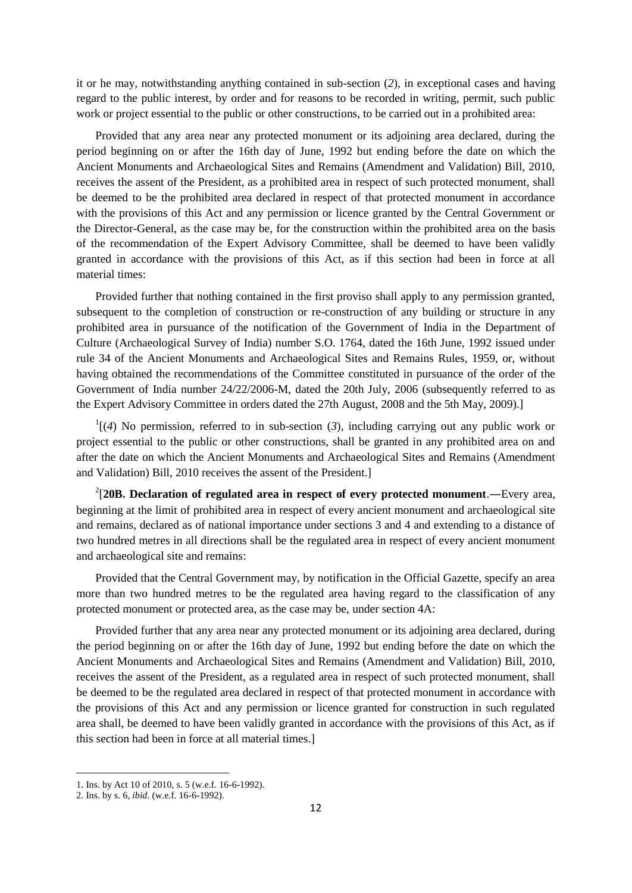it or he may, notwithstanding anything contained in sub-section (*2*), in exceptional cases and having regard to the public interest, by order and for reasons to be recorded in writing, permit, such public work or project essential to the public or other constructions, to be carried out in a prohibited area:

Provided that any area near any protected monument or its adjoining area declared, during the period beginning on or after the 16th day of June, 1992 but ending before the date on which the Ancient Monuments and Archaeological Sites and Remains (Amendment and Validation) Bill, 2010, receives the assent of the President, as a prohibited area in respect of such protected monument, shall be deemed to be the prohibited area declared in respect of that protected monument in accordance with the provisions of this Act and any permission or licence granted by the Central Government or the Director-General, as the case may be, for the construction within the prohibited area on the basis of the recommendation of the Expert Advisory Committee, shall be deemed to have been validly granted in accordance with the provisions of this Act, as if this section had been in force at all material times:

Provided further that nothing contained in the first proviso shall apply to any permission granted, subsequent to the completion of construction or re-construction of any building or structure in any prohibited area in pursuance of the notification of the Government of India in the Department of Culture (Archaeological Survey of India) number S.O. 1764, dated the 16th June, 1992 issued under rule 34 of the Ancient Monuments and Archaeological Sites and Remains Rules, 1959, or, without having obtained the recommendations of the Committee constituted in pursuance of the order of the Government of India number 24/22/2006-M, dated the 20th July, 2006 (subsequently referred to as the Expert Advisory Committee in orders dated the 27th August, 2008 and the 5th May, 2009).]

[1][(*4*) No permission, referred to in sub-section (*3*), including carrying out any public work or project essential to the public or other constructions, shall be granted in any prohibited area on and after the date on which the Ancient Monuments and Archaeological Sites and Remains (Amendment and Validation) Bill, 2010 receives the assent of the President.]

[2][**20B. Declaration of regulated area in respect of every protected monument**.―Every area, beginning at the limit of prohibited area in respect of every ancient monument and archaeological site and remains, declared as of national importance under sections 3 and 4 and extending to a distance of two hundred metres in all directions shall be the regulated area in respect of every ancient monument and archaeological site and remains:

Provided that the Central Government may, by notification in the Official Gazette, specify an area more than two hundred metres to be the regulated area having regard to the classification of any protected monument or protected area, as the case may be, under section 4A:

Provided further that any area near any protected monument or its adjoining area declared, during the period beginning on or after the 16th day of June, 1992 but ending before the date on which the Ancient Monuments and Archaeological Sites and Remains (Amendment and Validation) Bill, 2010, receives the assent of the President, as a regulated area in respect of such protected monument, shall be deemed to be the regulated area declared in respect of that protected monument in accordance with the provisions of this Act and any permission or licence granted for construction in such regulated area shall, be deemed to have been validly granted in accordance with the provisions of this Act, as if this section had been in force at all material times.]

---

1. Ins. by Act 10 of 2010, s. 5 (w.e.f. 16-6-1992).
2. Ins. by s. 6, *ibid*. (w.e.f. 16-6-1992).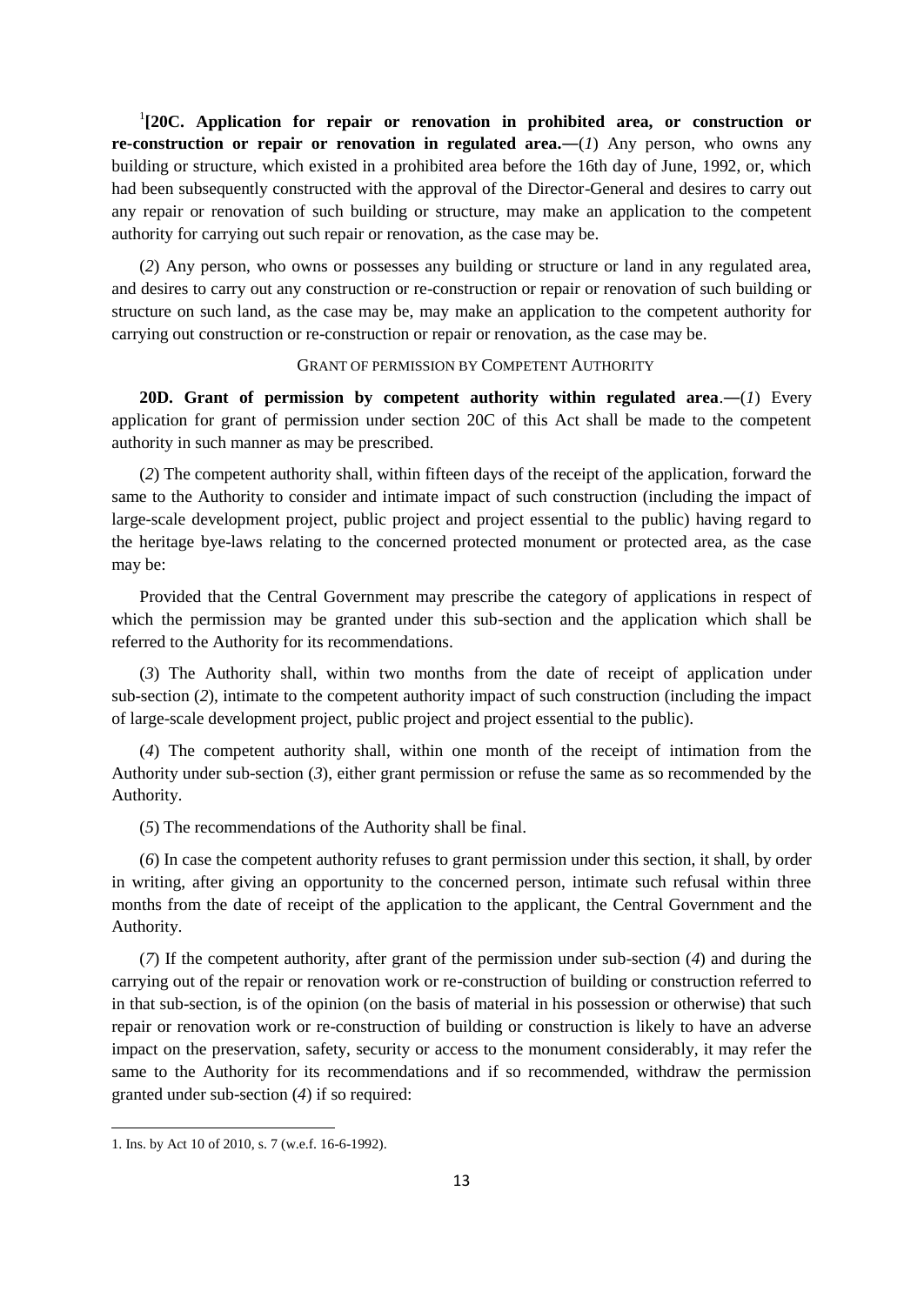[1][**20C. Application for repair or renovation in prohibited area, or construction or re-construction or repair or renovation in regulated area.**—(*1*) Any person, who owns any building or structure, which existed in a prohibited area before the 16th day of June, 1992, or, which had been subsequently constructed with the approval of the Director-General and desires to carry out any repair or renovation of such building or structure, may make an application to the competent authority for carrying out such repair or renovation, as the case may be.

(*2*) Any person, who owns or possesses any building or structure or land in any regulated area, and desires to carry out any construction or re-construction or repair or renovation of such building or structure on such land, as the case may be, may make an application to the competent authority for carrying out construction or re-construction or repair or renovation, as the case may be.

GRANT OF PERMISSION BY COMPETENT AUTHORITY

**20D. Grant of permission by competent authority within regulated area**.—(*1*) Every application for grant of permission under section 20C of this Act shall be made to the competent authority in such manner as may be prescribed.

(*2*) The competent authority shall, within fifteen days of the receipt of the application, forward the same to the Authority to consider and intimate impact of such construction (including the impact of large-scale development project, public project and project essential to the public) having regard to the heritage bye-laws relating to the concerned protected monument or protected area, as the case may be:

Provided that the Central Government may prescribe the category of applications in respect of which the permission may be granted under this sub-section and the application which shall be referred to the Authority for its recommendations.

(*3*) The Authority shall, within two months from the date of receipt of application under sub-section (*2*), intimate to the competent authority impact of such construction (including the impact of large-scale development project, public project and project essential to the public).

(*4*) The competent authority shall, within one month of the receipt of intimation from the Authority under sub-section (*3*), either grant permission or refuse the same as so recommended by the Authority.

(*5*) The recommendations of the Authority shall be final.

(*6*) In case the competent authority refuses to grant permission under this section, it shall, by order in writing, after giving an opportunity to the concerned person, intimate such refusal within three months from the date of receipt of the application to the applicant, the Central Government and the Authority.

(*7*) If the competent authority, after grant of the permission under sub-section (*4*) and during the carrying out of the repair or renovation work or re-construction of building or construction referred to in that sub-section, is of the opinion (on the basis of material in his possession or otherwise) that such repair or renovation work or re-construction of building or construction is likely to have an adverse impact on the preservation, safety, security or access to the monument considerably, it may refer the same to the Authority for its recommendations and if so recommended, withdraw the permission granted under sub-section (*4*) if so required:

1. Ins. by Act 10 of 2010, s. 7 (w.e.f. 16-6-1992).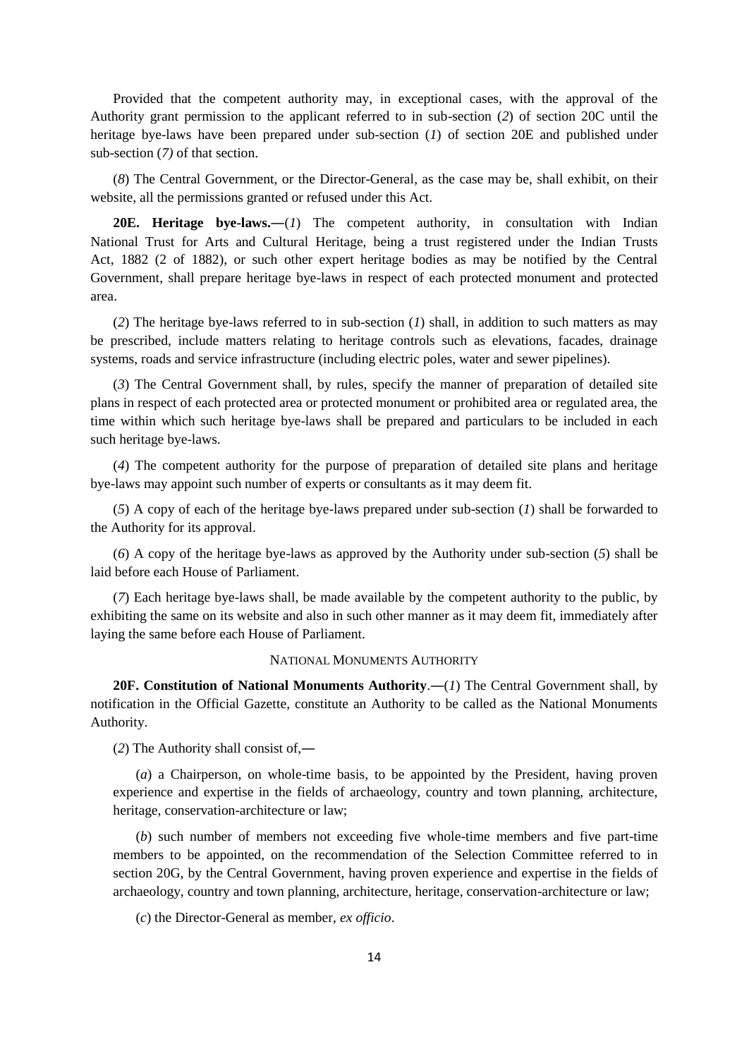Provided that the competent authority may, in exceptional cases, with the approval of the Authority grant permission to the applicant referred to in sub-section (*2*) of section 20C until the heritage bye-laws have been prepared under sub-section (*1*) of section 20E and published under sub-section (*7)* of that section.

(*8*) The Central Government, or the Director-General, as the case may be, shall exhibit, on their website, all the permissions granted or refused under this Act.

**20E. Heritage bye-laws.—**(*1*) The competent authority, in consultation with Indian National Trust for Arts and Cultural Heritage, being a trust registered under the Indian Trusts Act, 1882 (2 of 1882), or such other expert heritage bodies as may be notified by the Central Government, shall prepare heritage bye-laws in respect of each protected monument and protected area.

(*2*) The heritage bye-laws referred to in sub-section (*1*) shall, in addition to such matters as may be prescribed, include matters relating to heritage controls such as elevations, facades, drainage systems, roads and service infrastructure (including electric poles, water and sewer pipelines).

(*3*) The Central Government shall, by rules, specify the manner of preparation of detailed site plans in respect of each protected area or protected monument or prohibited area or regulated area, the time within which such heritage bye-laws shall be prepared and particulars to be included in each such heritage bye-laws.

(*4*) The competent authority for the purpose of preparation of detailed site plans and heritage bye-laws may appoint such number of experts or consultants as it may deem fit.

(*5*) A copy of each of the heritage bye-laws prepared under sub-section (*1*) shall be forwarded to the Authority for its approval.

(*6*) A copy of the heritage bye-laws as approved by the Authority under sub-section (*5*) shall be laid before each House of Parliament.

(*7*) Each heritage bye-laws shall, be made available by the competent authority to the public, by exhibiting the same on its website and also in such other manner as it may deem fit, immediately after laying the same before each House of Parliament.

NATIONAL MONUMENTS AUTHORITY

**20F. Constitution of National Monuments Authority**.**—**(*1*) The Central Government shall, by notification in the Official Gazette, constitute an Authority to be called as the National Monuments Authority.

(*2*) The Authority shall consist of,—

(*a*) a Chairperson, on whole-time basis, to be appointed by the President, having proven experience and expertise in the fields of archaeology, country and town planning, architecture, heritage, conservation-architecture or law;

(*b*) such number of members not exceeding five whole-time members and five part-time members to be appointed, on the recommendation of the Selection Committee referred to in section 20G, by the Central Government, having proven experience and expertise in the fields of archaeology, country and town planning, architecture, heritage, conservation-architecture or law;

(*c*) the Director-General as member, *ex officio*.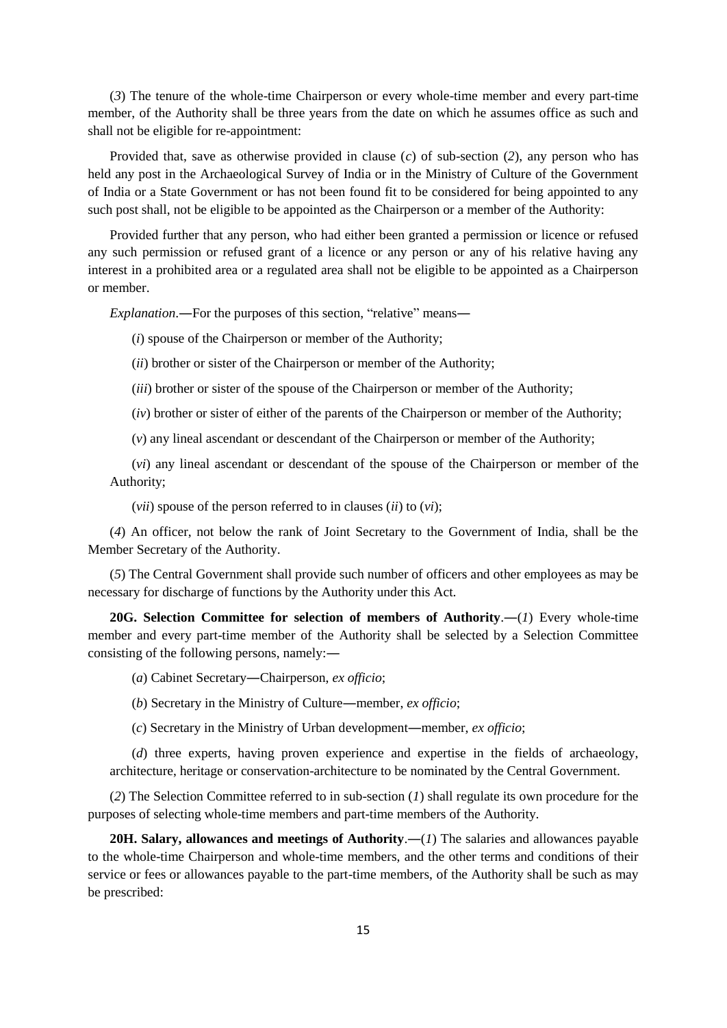(*3*) The tenure of the whole-time Chairperson or every whole-time member and every part-time member, of the Authority shall be three years from the date on which he assumes office as such and shall not be eligible for re-appointment:

Provided that, save as otherwise provided in clause (*c*) of sub-section (*2*), any person who has held any post in the Archaeological Survey of India or in the Ministry of Culture of the Government of India or a State Government or has not been found fit to be considered for being appointed to any such post shall, not be eligible to be appointed as the Chairperson or a member of the Authority:

Provided further that any person, who had either been granted a permission or licence or refused any such permission or refused grant of a licence or any person or any of his relative having any interest in a prohibited area or a regulated area shall not be eligible to be appointed as a Chairperson or member.

*Explanation*.―For the purposes of this section, "relative" means―

(*i*) spouse of the Chairperson or member of the Authority;

(*ii*) brother or sister of the Chairperson or member of the Authority;

(*iii*) brother or sister of the spouse of the Chairperson or member of the Authority;

(*iv*) brother or sister of either of the parents of the Chairperson or member of the Authority;

(*v*) any lineal ascendant or descendant of the Chairperson or member of the Authority;

(*vi*) any lineal ascendant or descendant of the spouse of the Chairperson or member of the Authority;

(*vii*) spouse of the person referred to in clauses (*ii*) to (*vi*);

(*4*) An officer, not below the rank of Joint Secretary to the Government of India, shall be the Member Secretary of the Authority.

(*5*) The Central Government shall provide such number of officers and other employees as may be necessary for discharge of functions by the Authority under this Act.

**20G. Selection Committee for selection of members of Authority**.―(*1*) Every whole-time member and every part-time member of the Authority shall be selected by a Selection Committee consisting of the following persons, namely:―

(*a*) Cabinet Secretary―Chairperson, *ex officio*;

(*b*) Secretary in the Ministry of Culture―member, *ex officio*;

(*c*) Secretary in the Ministry of Urban development―member, *ex officio*;

(*d*) three experts, having proven experience and expertise in the fields of archaeology, architecture, heritage or conservation-architecture to be nominated by the Central Government.

(*2*) The Selection Committee referred to in sub-section (*1*) shall regulate its own procedure for the purposes of selecting whole-time members and part-time members of the Authority.

**20H. Salary, allowances and meetings of Authority**.―(*1*) The salaries and allowances payable to the whole-time Chairperson and whole-time members, and the other terms and conditions of their service or fees or allowances payable to the part-time members, of the Authority shall be such as may be prescribed: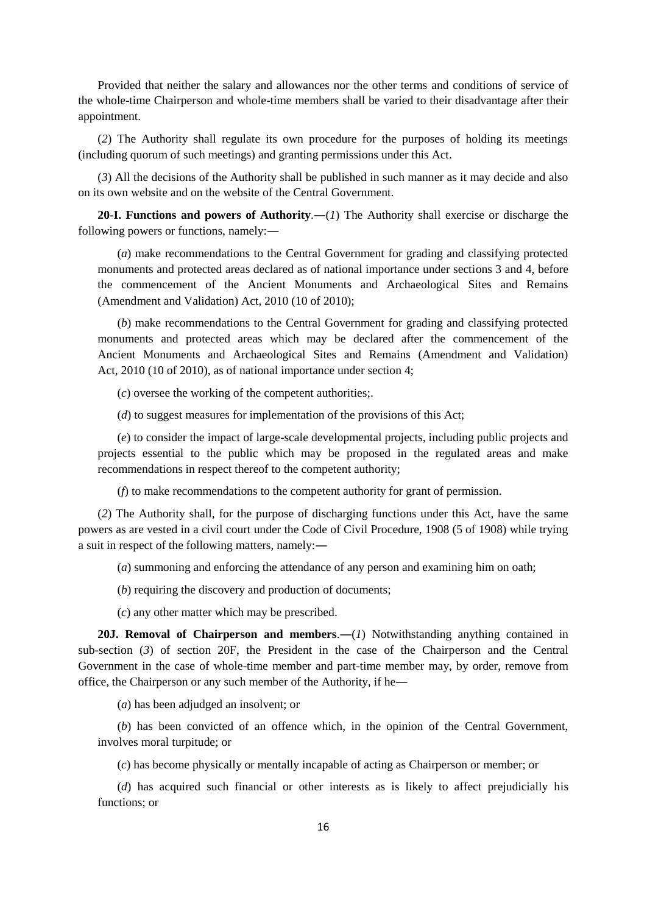Provided that neither the salary and allowances nor the other terms and conditions of service of the whole-time Chairperson and whole-time members shall be varied to their disadvantage after their appointment.

(*2*) The Authority shall regulate its own procedure for the purposes of holding its meetings (including quorum of such meetings) and granting permissions under this Act.

(*3*) All the decisions of the Authority shall be published in such manner as it may decide and also on its own website and on the website of the Central Government.

**20-I. Functions and powers of Authority**.―(*1*) The Authority shall exercise or discharge the following powers or functions, namely:―

(*a*) make recommendations to the Central Government for grading and classifying protected monuments and protected areas declared as of national importance under sections 3 and 4, before the commencement of the Ancient Monuments and Archaeological Sites and Remains (Amendment and Validation) Act, 2010 (10 of 2010);

(*b*) make recommendations to the Central Government for grading and classifying protected monuments and protected areas which may be declared after the commencement of the Ancient Monuments and Archaeological Sites and Remains (Amendment and Validation) Act, 2010 (10 of 2010), as of national importance under section 4;

(*c*) oversee the working of the competent authorities;.

(*d*) to suggest measures for implementation of the provisions of this Act;

(*e*) to consider the impact of large-scale developmental projects, including public projects and projects essential to the public which may be proposed in the regulated areas and make recommendations in respect thereof to the competent authority;

(*f*) to make recommendations to the competent authority for grant of permission.

(*2*) The Authority shall, for the purpose of discharging functions under this Act, have the same powers as are vested in a civil court under the Code of Civil Procedure, 1908 (5 of 1908) while trying a suit in respect of the following matters, namely:―

(*a*) summoning and enforcing the attendance of any person and examining him on oath;

(*b*) requiring the discovery and production of documents;

(*c*) any other matter which may be prescribed.

**20J. Removal of Chairperson and members**.―(*1*) Notwithstanding anything contained in sub-section (*3*) of section 20F, the President in the case of the Chairperson and the Central Government in the case of whole-time member and part-time member may, by order, remove from office, the Chairperson or any such member of the Authority, if he―

(*a*) has been adjudged an insolvent; or

(*b*) has been convicted of an offence which, in the opinion of the Central Government, involves moral turpitude; or

(*c*) has become physically or mentally incapable of acting as Chairperson or member; or

(*d*) has acquired such financial or other interests as is likely to affect prejudicially his functions; or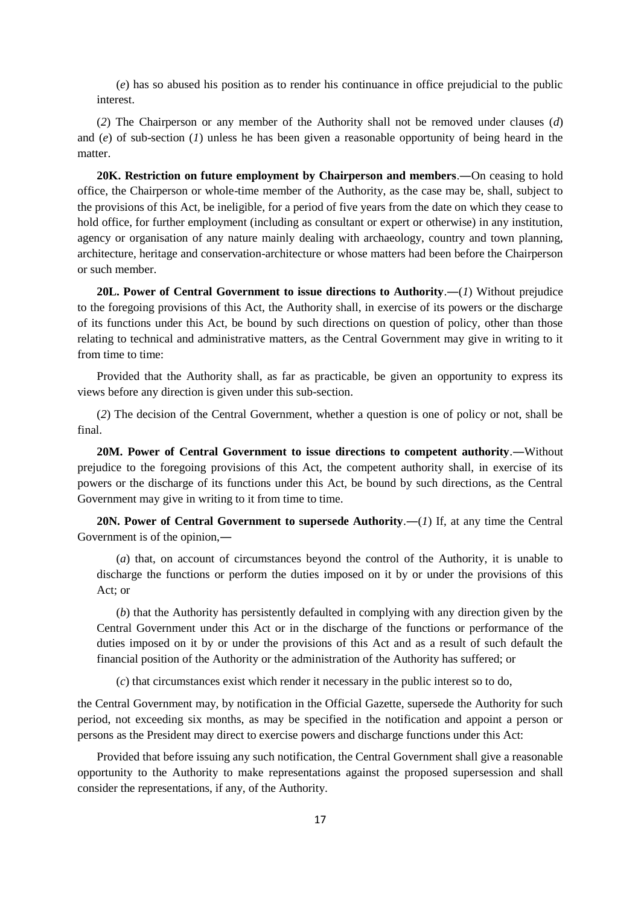(*e*) has so abused his position as to render his continuance in office prejudicial to the public interest.

(*2*) The Chairperson or any member of the Authority shall not be removed under clauses (*d*) and (*e*) of sub-section (*1*) unless he has been given a reasonable opportunity of being heard in the matter.

**20K. Restriction on future employment by Chairperson and members**.―On ceasing to hold office, the Chairperson or whole-time member of the Authority, as the case may be, shall, subject to the provisions of this Act, be ineligible, for a period of five years from the date on which they cease to hold office, for further employment (including as consultant or expert or otherwise) in any institution, agency or organisation of any nature mainly dealing with archaeology, country and town planning, architecture, heritage and conservation-architecture or whose matters had been before the Chairperson or such member.

**20L. Power of Central Government to issue directions to Authority**.―(*1*) Without prejudice to the foregoing provisions of this Act, the Authority shall, in exercise of its powers or the discharge of its functions under this Act, be bound by such directions on question of policy, other than those relating to technical and administrative matters, as the Central Government may give in writing to it from time to time:

Provided that the Authority shall, as far as practicable, be given an opportunity to express its views before any direction is given under this sub-section.

(*2*) The decision of the Central Government, whether a question is one of policy or not, shall be final.

**20M. Power of Central Government to issue directions to competent authority**.―Without prejudice to the foregoing provisions of this Act, the competent authority shall, in exercise of its powers or the discharge of its functions under this Act, be bound by such directions, as the Central Government may give in writing to it from time to time.

**20N. Power of Central Government to supersede Authority**.―(*1*) If, at any time the Central Government is of the opinion,―

(*a*) that, on account of circumstances beyond the control of the Authority, it is unable to discharge the functions or perform the duties imposed on it by or under the provisions of this Act; or

(*b*) that the Authority has persistently defaulted in complying with any direction given by the Central Government under this Act or in the discharge of the functions or performance of the duties imposed on it by or under the provisions of this Act and as a result of such default the financial position of the Authority or the administration of the Authority has suffered; or

(*c*) that circumstances exist which render it necessary in the public interest so to do,

the Central Government may, by notification in the Official Gazette, supersede the Authority for such period, not exceeding six months, as may be specified in the notification and appoint a person or persons as the President may direct to exercise powers and discharge functions under this Act:

Provided that before issuing any such notification, the Central Government shall give a reasonable opportunity to the Authority to make representations against the proposed supersession and shall consider the representations, if any, of the Authority.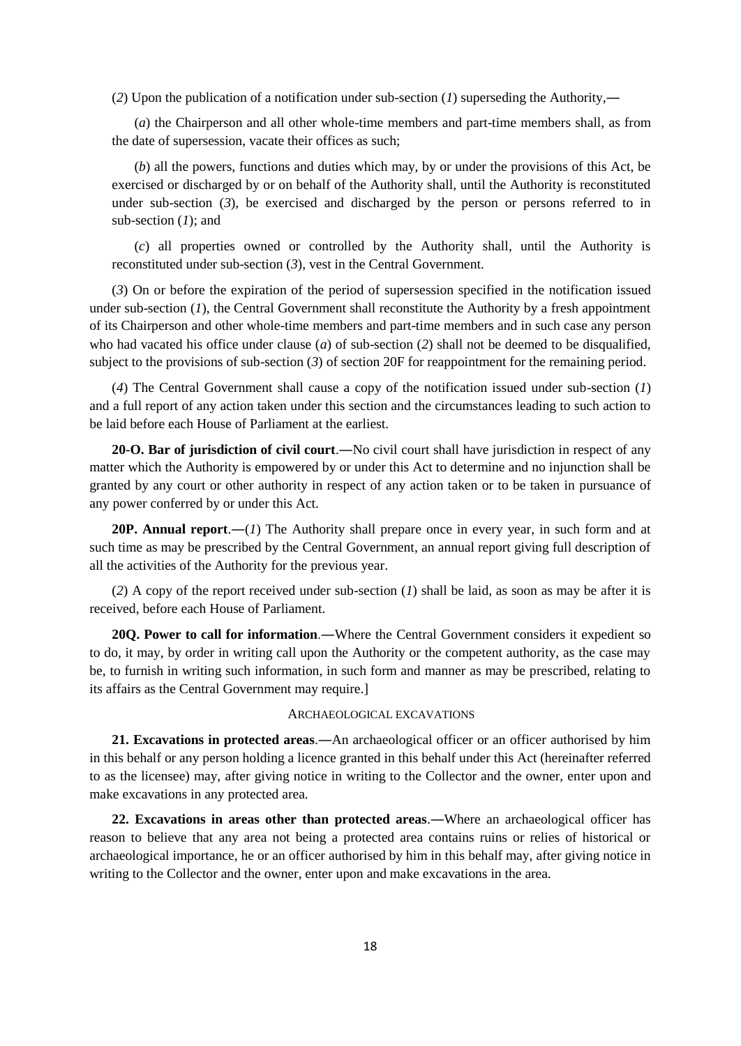(*2*) Upon the publication of a notification under sub-section (*1*) superseding the Authority,―

(*a*) the Chairperson and all other whole-time members and part-time members shall, as from the date of supersession, vacate their offices as such;

(*b*) all the powers, functions and duties which may, by or under the provisions of this Act, be exercised or discharged by or on behalf of the Authority shall, until the Authority is reconstituted under sub-section (*3*), be exercised and discharged by the person or persons referred to in sub-section (*1*); and

(*c*) all properties owned or controlled by the Authority shall, until the Authority is reconstituted under sub-section (*3*), vest in the Central Government.

(*3*) On or before the expiration of the period of supersession specified in the notification issued under sub-section (*1*), the Central Government shall reconstitute the Authority by a fresh appointment of its Chairperson and other whole-time members and part-time members and in such case any person who had vacated his office under clause (*a*) of sub-section (*2*) shall not be deemed to be disqualified, subject to the provisions of sub-section (*3*) of section 20F for reappointment for the remaining period.

(*4*) The Central Government shall cause a copy of the notification issued under sub-section (*1*) and a full report of any action taken under this section and the circumstances leading to such action to be laid before each House of Parliament at the earliest.

**20-O. Bar of jurisdiction of civil court**.―No civil court shall have jurisdiction in respect of any matter which the Authority is empowered by or under this Act to determine and no injunction shall be granted by any court or other authority in respect of any action taken or to be taken in pursuance of any power conferred by or under this Act.

**20P. Annual report**.―(*1*) The Authority shall prepare once in every year, in such form and at such time as may be prescribed by the Central Government, an annual report giving full description of all the activities of the Authority for the previous year.

(*2*) A copy of the report received under sub-section (*1*) shall be laid, as soon as may be after it is received, before each House of Parliament.

**20Q. Power to call for information**.―Where the Central Government considers it expedient so to do, it may, by order in writing call upon the Authority or the competent authority, as the case may be, to furnish in writing such information, in such form and manner as may be prescribed, relating to its affairs as the Central Government may require.]

ARCHAEOLOGICAL EXCAVATIONS

**21. Excavations in protected areas**.―An archaeological officer or an officer authorised by him in this behalf or any person holding a licence granted in this behalf under this Act (hereinafter referred to as the licensee) may, after giving notice in writing to the Collector and the owner, enter upon and make excavations in any protected area.

**22. Excavations in areas other than protected areas**.―Where an archaeological officer has reason to believe that any area not being a protected area contains ruins or relies of historical or archaeological importance, he or an officer authorised by him in this behalf may, after giving notice in writing to the Collector and the owner, enter upon and make excavations in the area.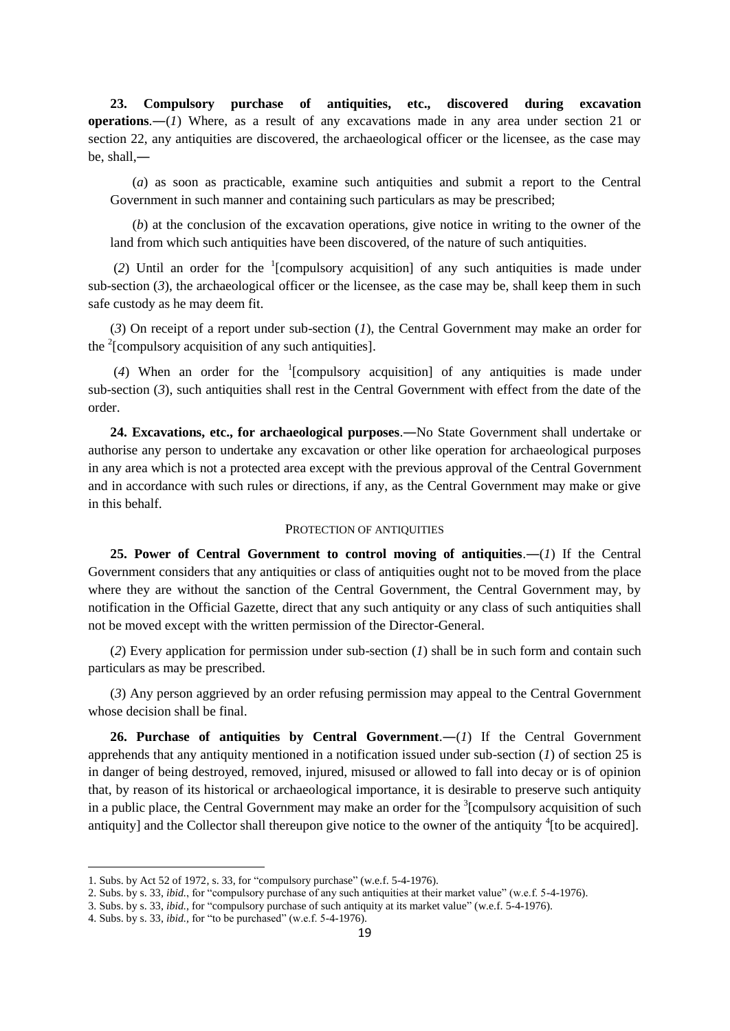**23. Compulsory purchase of antiquities, etc., discovered during excavation operations**.—(*1*) Where, as a result of any excavations made in any area under section 21 or section 22, any antiquities are discovered, the archaeological officer or the licensee, as the case may be, shall,—

(*a*) as soon as practicable, examine such antiquities and submit a report to the Central Government in such manner and containing such particulars as may be prescribed;

(*b*) at the conclusion of the excavation operations, give notice in writing to the owner of the land from which such antiquities have been discovered, of the nature of such antiquities.

(*2*) Until an order for the [1][compulsory acquisition] of any such antiquities is made under sub-section (*3*), the archaeological officer or the licensee, as the case may be, shall keep them in such safe custody as he may deem fit.

(*3*) On receipt of a report under sub-section (*1*), the Central Government may make an order for the [2][compulsory acquisition of any such antiquities].

(*4*) When an order for the [1][compulsory acquisition] of any antiquities is made under sub-section (*3*), such antiquities shall rest in the Central Government with effect from the date of the order.

**24. Excavations, etc., for archaeological purposes**.—No State Government shall undertake or authorise any person to undertake any excavation or other like operation for archaeological purposes in any area which is not a protected area except with the previous approval of the Central Government and in accordance with such rules or directions, if any, as the Central Government may make or give in this behalf.

PROTECTION OF ANTIQUITIES

**25. Power of Central Government to control moving of antiquities**.—(*1*) If the Central Government considers that any antiquities or class of antiquities ought not to be moved from the place where they are without the sanction of the Central Government, the Central Government may, by notification in the Official Gazette, direct that any such antiquity or any class of such antiquities shall not be moved except with the written permission of the Director-General.

(*2*) Every application for permission under sub-section (*1*) shall be in such form and contain such particulars as may be prescribed.

(*3*) Any person aggrieved by an order refusing permission may appeal to the Central Government whose decision shall be final.

**26. Purchase of antiquities by Central Government**.—(*1*) If the Central Government apprehends that any antiquity mentioned in a notification issued under sub-section (*1*) of section 25 is in danger of being destroyed, removed, injured, misused or allowed to fall into decay or is of opinion that, by reason of its historical or archaeological importance, it is desirable to preserve such antiquity in a public place, the Central Government may make an order for the [3][compulsory acquisition of such antiquity] and the Collector shall thereupon give notice to the owner of the antiquity [4][to be acquired].

---

1. Subs. by Act 52 of 1972, s. 33, for "compulsory purchase" (w.e.f. 5-4-1976).
2. Subs. by s. 33, *ibid.*, for "compulsory purchase of any such antiquities at their market value" (w.e.f. 5-4-1976).
3. Subs. by s. 33, *ibid.*, for "compulsory purchase of such antiquity at its market value" (w.e.f. 5-4-1976).
4. Subs. by s. 33, *ibid.*, for "to be purchased" (w.e.f. 5-4-1976).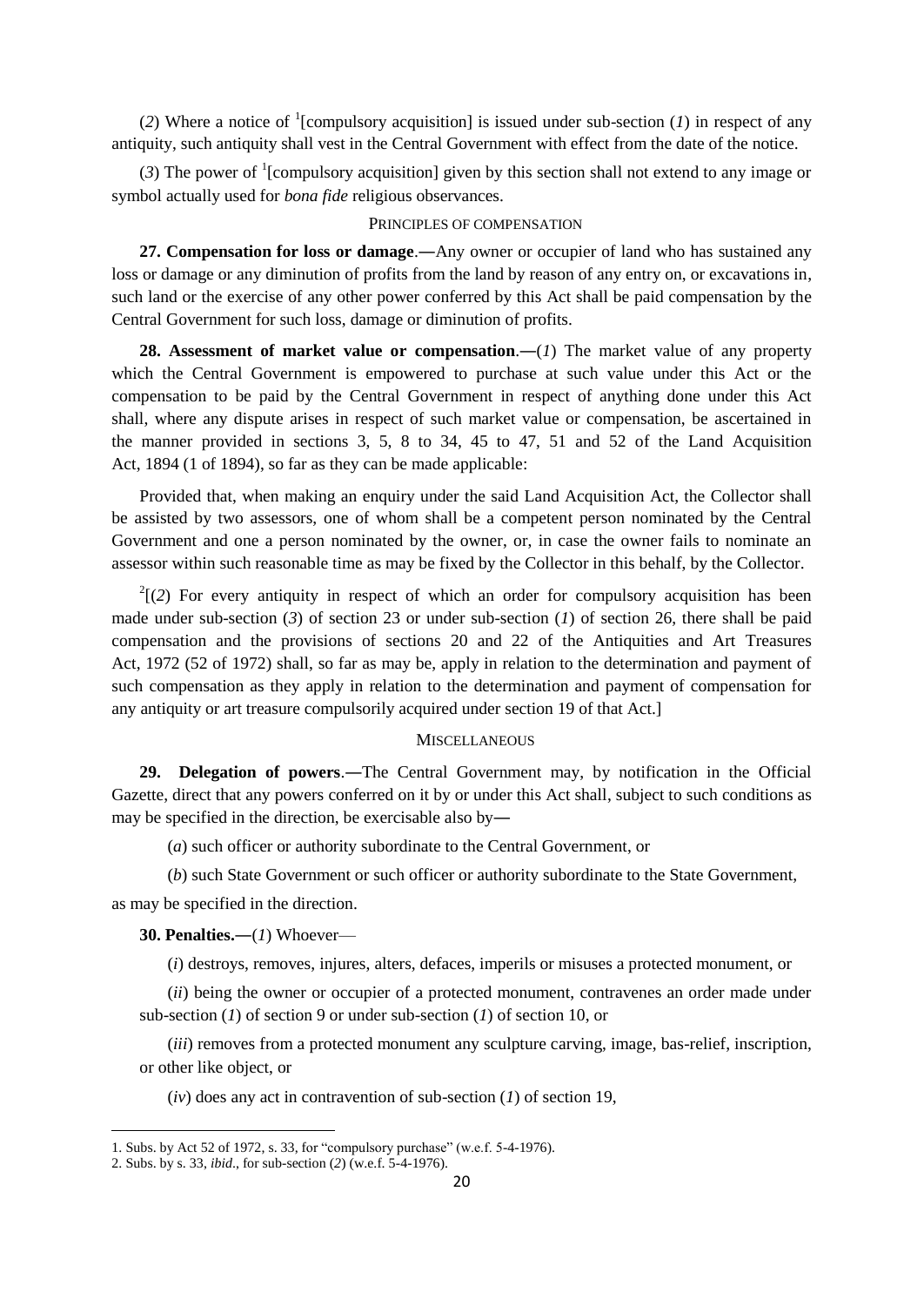(*2*) Where a notice of [1][compulsory acquisition] is issued under sub-section (*1*) in respect of any antiquity, such antiquity shall vest in the Central Government with effect from the date of the notice.

(*3*) The power of [1][compulsory acquisition] given by this section shall not extend to any image or symbol actually used for *bona fide* religious observances.

PRINCIPLES OF COMPENSATION

**27. Compensation for loss or damage**.―Any owner or occupier of land who has sustained any loss or damage or any diminution of profits from the land by reason of any entry on, or excavations in, such land or the exercise of any other power conferred by this Act shall be paid compensation by the Central Government for such loss, damage or diminution of profits.

**28. Assessment of market value or compensation**.―(*1*) The market value of any property which the Central Government is empowered to purchase at such value under this Act or the compensation to be paid by the Central Government in respect of anything done under this Act shall, where any dispute arises in respect of such market value or compensation, be ascertained in the manner provided in sections 3, 5, 8 to 34, 45 to 47, 51 and 52 of the Land Acquisition Act, 1894 (1 of 1894), so far as they can be made applicable:

Provided that, when making an enquiry under the said Land Acquisition Act, the Collector shall be assisted by two assessors, one of whom shall be a competent person nominated by the Central Government and one a person nominated by the owner, or, in case the owner fails to nominate an assessor within such reasonable time as may be fixed by the Collector in this behalf, by the Collector.

[2][(*2*) For every antiquity in respect of which an order for compulsory acquisition has been made under sub-section (*3*) of section 23 or under sub-section (*1*) of section 26, there shall be paid compensation and the provisions of sections 20 and 22 of the Antiquities and Art Treasures Act, 1972 (52 of 1972) shall, so far as may be, apply in relation to the determination and payment of such compensation as they apply in relation to the determination and payment of compensation for any antiquity or art treasure compulsorily acquired under section 19 of that Act.]

MISCELLANEOUS

**29. Delegation of powers**.―The Central Government may, by notification in the Official Gazette, direct that any powers conferred on it by or under this Act shall, subject to such conditions as may be specified in the direction, be exercisable also by―

(*a*) such officer or authority subordinate to the Central Government, or

(*b*) such State Government or such officer or authority subordinate to the State Government,

as may be specified in the direction.

**30. Penalties.**―(*1*) Whoever—

(*i*) destroys, removes, injures, alters, defaces, imperils or misuses a protected monument, or

(*ii*) being the owner or occupier of a protected monument, contravenes an order made under sub-section (*1*) of section 9 or under sub-section (*1*) of section 10, or

(*iii*) removes from a protected monument any sculpture carving, image, bas-relief, inscription, or other like object, or

(*iv*) does any act in contravention of sub-section (*1*) of section 19,

---

1. Subs. by Act 52 of 1972, s. 33, for "compulsory purchase" (w.e.f. 5-4-1976).
2. Subs. by s. 33, *ibid*., for sub-section (*2*) (w.e.f. 5-4-1976).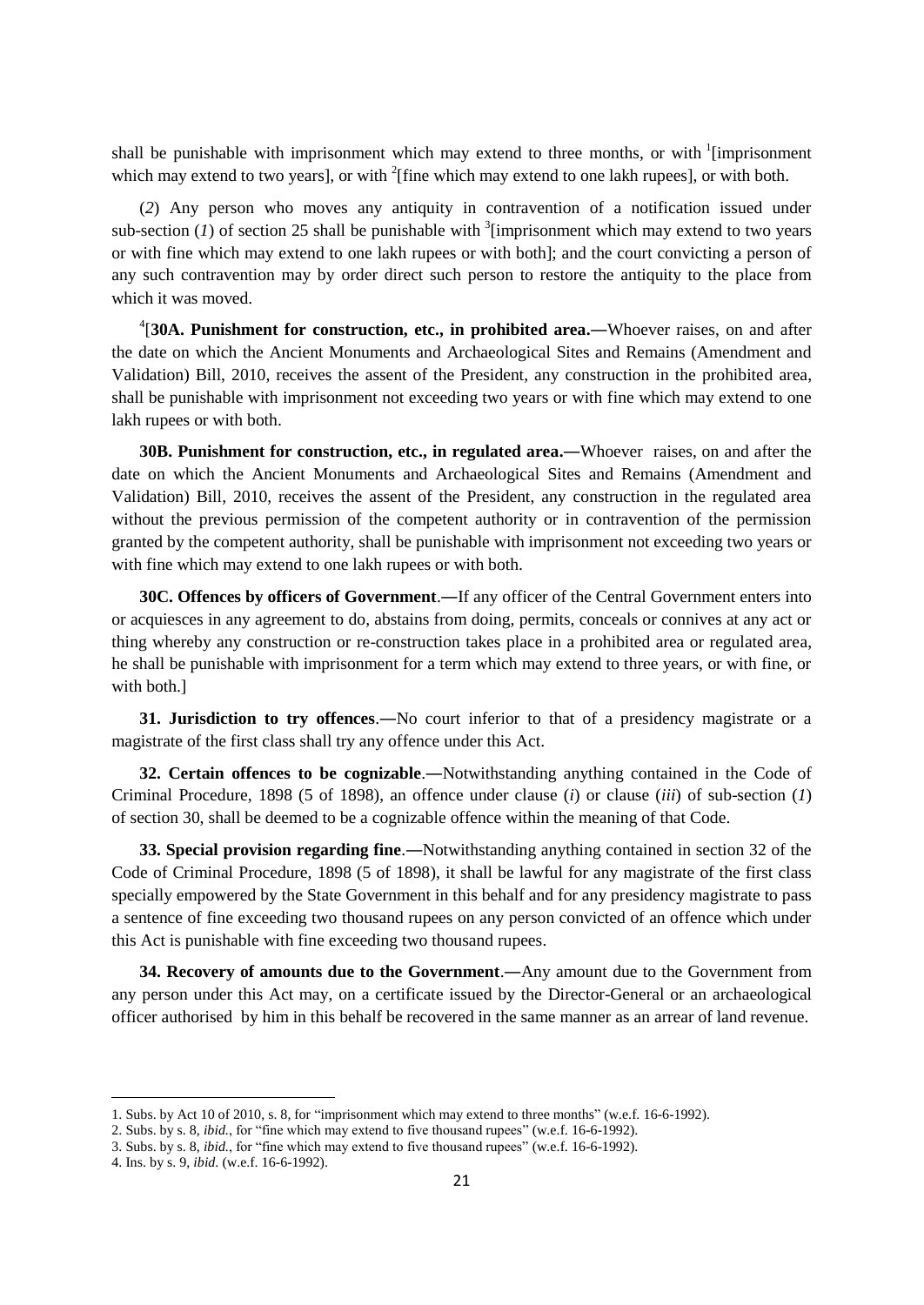shall be punishable with imprisonment which may extend to three months, or with [1][imprisonment which may extend to two years], or with [2][fine which may extend to one lakh rupees], or with both.

(*2*) Any person who moves any antiquity in contravention of a notification issued under sub-section (*1*) of section 25 shall be punishable with [3][imprisonment which may extend to two years or with fine which may extend to one lakh rupees or with both]; and the court convicting a person of any such contravention may by order direct such person to restore the antiquity to the place from which it was moved.

[4][**30A. Punishment for construction, etc., in prohibited area.―**Whoever raises, on and after the date on which the Ancient Monuments and Archaeological Sites and Remains (Amendment and Validation) Bill, 2010, receives the assent of the President, any construction in the prohibited area, shall be punishable with imprisonment not exceeding two years or with fine which may extend to one lakh rupees or with both.

**30B. Punishment for construction, etc., in regulated area.―**Whoever raises, on and after the date on which the Ancient Monuments and Archaeological Sites and Remains (Amendment and Validation) Bill, 2010, receives the assent of the President, any construction in the regulated area without the previous permission of the competent authority or in contravention of the permission granted by the competent authority, shall be punishable with imprisonment not exceeding two years or with fine which may extend to one lakh rupees or with both.

**30C. Offences by officers of Government**.―If any officer of the Central Government enters into or acquiesces in any agreement to do, abstains from doing, permits, conceals or connives at any act or thing whereby any construction or re-construction takes place in a prohibited area or regulated area, he shall be punishable with imprisonment for a term which may extend to three years, or with fine, or with both.]

**31. Jurisdiction to try offences**.―No court inferior to that of a presidency magistrate or a magistrate of the first class shall try any offence under this Act.

**32. Certain offences to be cognizable**.―Notwithstanding anything contained in the Code of Criminal Procedure, 1898 (5 of 1898), an offence under clause (*i*) or clause (*iii*) of sub-section (*1*) of section 30, shall be deemed to be a cognizable offence within the meaning of that Code.

**33. Special provision regarding fine**.―Notwithstanding anything contained in section 32 of the Code of Criminal Procedure, 1898 (5 of 1898), it shall be lawful for any magistrate of the first class specially empowered by the State Government in this behalf and for any presidency magistrate to pass a sentence of fine exceeding two thousand rupees on any person convicted of an offence which under this Act is punishable with fine exceeding two thousand rupees.

**34. Recovery of amounts due to the Government**.―Any amount due to the Government from any person under this Act may, on a certificate issued by the Director-General or an archaeological officer authorised by him in this behalf be recovered in the same manner as an arrear of land revenue.

---

1. Subs. by Act 10 of 2010, s. 8, for "imprisonment which may extend to three months" (w.e.f. 16-6-1992).
2. Subs. by s. 8, *ibid.*, for "fine which may extend to five thousand rupees" (w.e.f. 16-6-1992).
3. Subs. by s. 8, *ibid.*, for "fine which may extend to five thousand rupees" (w.e.f. 16-6-1992).
4. Ins. by s. 9, *ibid*. (w.e.f. 16-6-1992).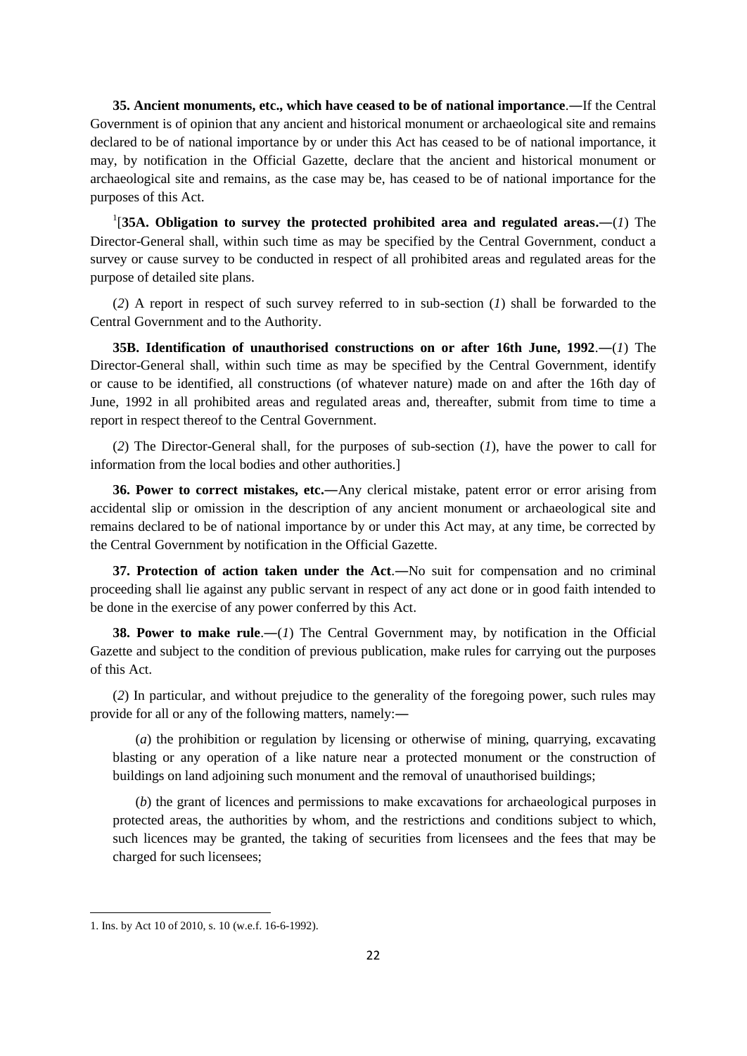**35. Ancient monuments, etc., which have ceased to be of national importance**.―If the Central Government is of opinion that any ancient and historical monument or archaeological site and remains declared to be of national importance by or under this Act has ceased to be of national importance, it may, by notification in the Official Gazette, declare that the ancient and historical monument or archaeological site and remains, as the case may be, has ceased to be of national importance for the purposes of this Act.

[1][**35A. Obligation to survey the protected prohibited area and regulated areas.**―(*1*) The Director-General shall, within such time as may be specified by the Central Government, conduct a survey or cause survey to be conducted in respect of all prohibited areas and regulated areas for the purpose of detailed site plans.

(*2*) A report in respect of such survey referred to in sub-section (*1*) shall be forwarded to the Central Government and to the Authority.

**35B. Identification of unauthorised constructions on or after 16th June, 1992**.―(*1*) The Director-General shall, within such time as may be specified by the Central Government, identify or cause to be identified, all constructions (of whatever nature) made on and after the 16th day of June, 1992 in all prohibited areas and regulated areas and, thereafter, submit from time to time a report in respect thereof to the Central Government.

(*2*) The Director-General shall, for the purposes of sub-section (*1*), have the power to call for information from the local bodies and other authorities.]

**36. Power to correct mistakes, etc.**―Any clerical mistake, patent error or error arising from accidental slip or omission in the description of any ancient monument or archaeological site and remains declared to be of national importance by or under this Act may, at any time, be corrected by the Central Government by notification in the Official Gazette.

**37. Protection of action taken under the Act**.―No suit for compensation and no criminal proceeding shall lie against any public servant in respect of any act done or in good faith intended to be done in the exercise of any power conferred by this Act.

**38. Power to make rule**.―(*1*) The Central Government may, by notification in the Official Gazette and subject to the condition of previous publication, make rules for carrying out the purposes of this Act.

(*2*) In particular, and without prejudice to the generality of the foregoing power, such rules may provide for all or any of the following matters, namely:―

(*a*) the prohibition or regulation by licensing or otherwise of mining, quarrying, excavating blasting or any operation of a like nature near a protected monument or the construction of buildings on land adjoining such monument and the removal of unauthorised buildings;

(*b*) the grant of licences and permissions to make excavations for archaeological purposes in protected areas, the authorities by whom, and the restrictions and conditions subject to which, such licences may be granted, the taking of securities from licensees and the fees that may be charged for such licensees;

---

1. Ins. by Act 10 of 2010, s. 10 (w.e.f. 16-6-1992).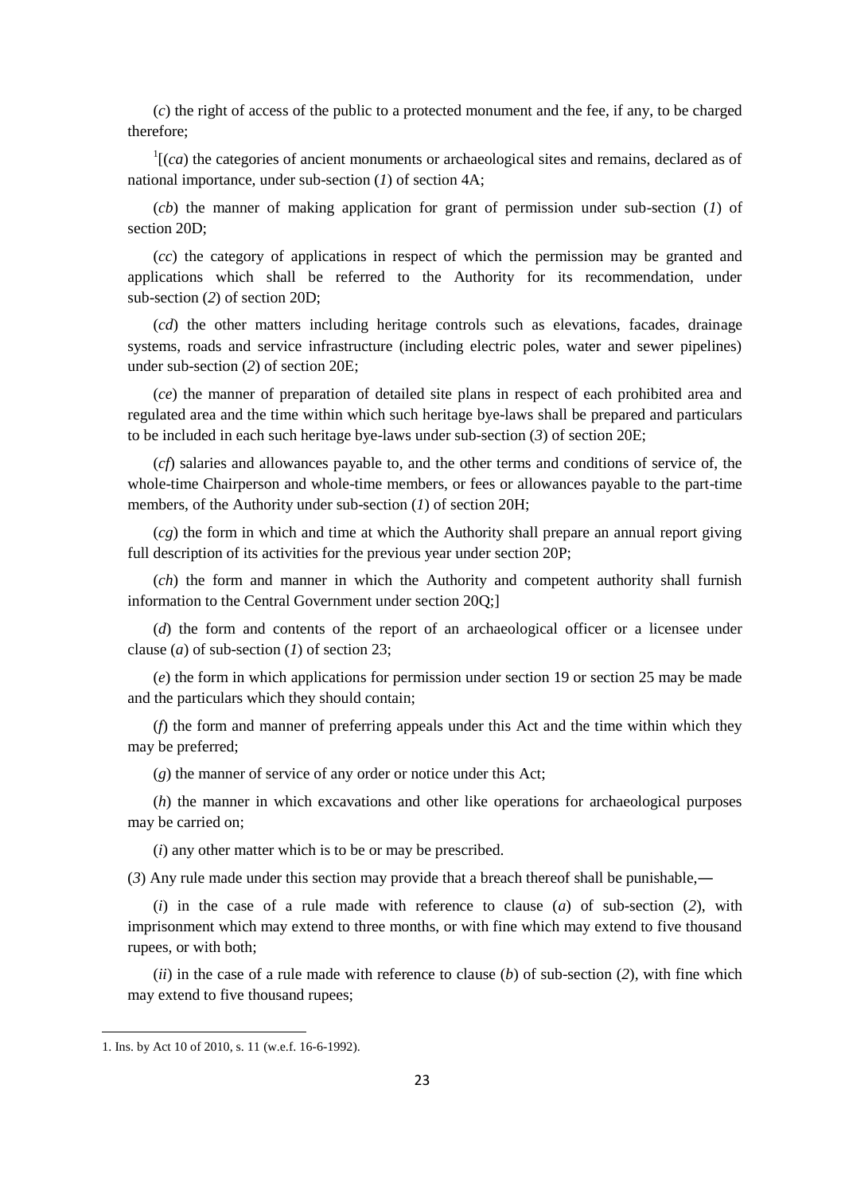(*c*) the right of access of the public to a protected monument and the fee, if any, to be charged therefore;

[1][(*ca*) the categories of ancient monuments or archaeological sites and remains, declared as of national importance, under sub-section (*1*) of section 4A;

(*cb*) the manner of making application for grant of permission under sub-section (*1*) of section 20D;

(*cc*) the category of applications in respect of which the permission may be granted and applications which shall be referred to the Authority for its recommendation, under sub-section (*2*) of section 20D;

(*cd*) the other matters including heritage controls such as elevations, facades, drainage systems, roads and service infrastructure (including electric poles, water and sewer pipelines) under sub-section (*2*) of section 20E;

(*ce*) the manner of preparation of detailed site plans in respect of each prohibited area and regulated area and the time within which such heritage bye-laws shall be prepared and particulars to be included in each such heritage bye-laws under sub-section (*3*) of section 20E;

(*cf*) salaries and allowances payable to, and the other terms and conditions of service of, the whole-time Chairperson and whole-time members, or fees or allowances payable to the part-time members, of the Authority under sub-section (*1*) of section 20H;

(*cg*) the form in which and time at which the Authority shall prepare an annual report giving full description of its activities for the previous year under section 20P;

(*ch*) the form and manner in which the Authority and competent authority shall furnish information to the Central Government under section 20Q;]

(*d*) the form and contents of the report of an archaeological officer or a licensee under clause (*a*) of sub-section (*1*) of section 23;

(*e*) the form in which applications for permission under section 19 or section 25 may be made and the particulars which they should contain;

(*f*) the form and manner of preferring appeals under this Act and the time within which they may be preferred;

(*g*) the manner of service of any order or notice under this Act;

(*h*) the manner in which excavations and other like operations for archaeological purposes may be carried on;

(*i*) any other matter which is to be or may be prescribed.

(*3*) Any rule made under this section may provide that a breach thereof shall be punishable,―

(*i*) in the case of a rule made with reference to clause (*a*) of sub-section (*2*), with imprisonment which may extend to three months, or with fine which may extend to five thousand rupees, or with both;

(*ii*) in the case of a rule made with reference to clause (*b*) of sub-section (*2*), with fine which may extend to five thousand rupees;

---

1. Ins. by Act 10 of 2010, s. 11 (w.e.f. 16-6-1992).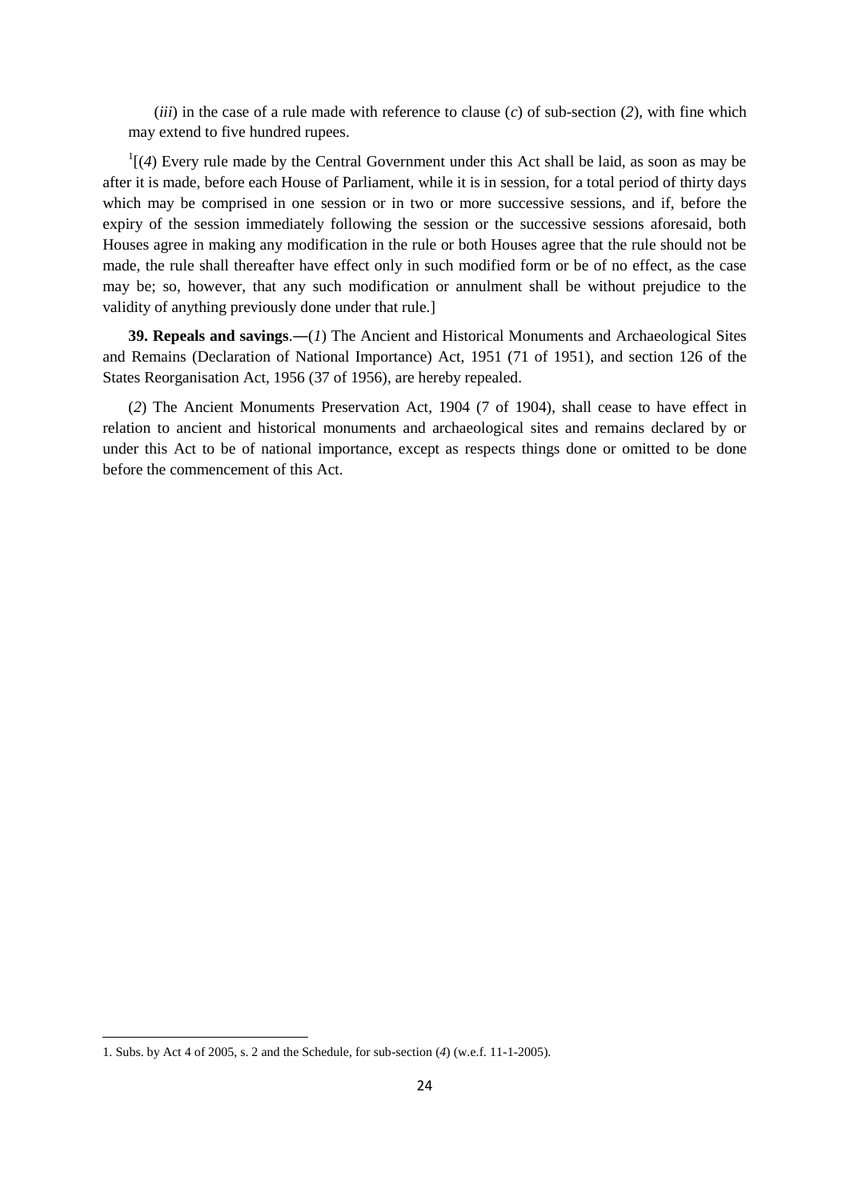(*iii*) in the case of a rule made with reference to clause (*c*) of sub-section (*2*), with fine which may extend to five hundred rupees.

[1][(*4*) Every rule made by the Central Government under this Act shall be laid, as soon as may be after it is made, before each House of Parliament, while it is in session, for a total period of thirty days which may be comprised in one session or in two or more successive sessions, and if, before the expiry of the session immediately following the session or the successive sessions aforesaid, both Houses agree in making any modification in the rule or both Houses agree that the rule should not be made, the rule shall thereafter have effect only in such modified form or be of no effect, as the case may be; so, however, that any such modification or annulment shall be without prejudice to the validity of anything previously done under that rule.]

**39. Repeals and savings**.―(*1*) The Ancient and Historical Monuments and Archaeological Sites and Remains (Declaration of National Importance) Act, 1951 (71 of 1951), and section 126 of the States Reorganisation Act, 1956 (37 of 1956), are hereby repealed.

(*2*) The Ancient Monuments Preservation Act, 1904 (7 of 1904), shall cease to have effect in relation to ancient and historical monuments and archaeological sites and remains declared by or under this Act to be of national importance, except as respects things done or omitted to be done before the commencement of this Act.

---

1. Subs. by Act 4 of 2005, s. 2 and the Schedule, for sub-section (*4*) (w.e.f. 11-1-2005).